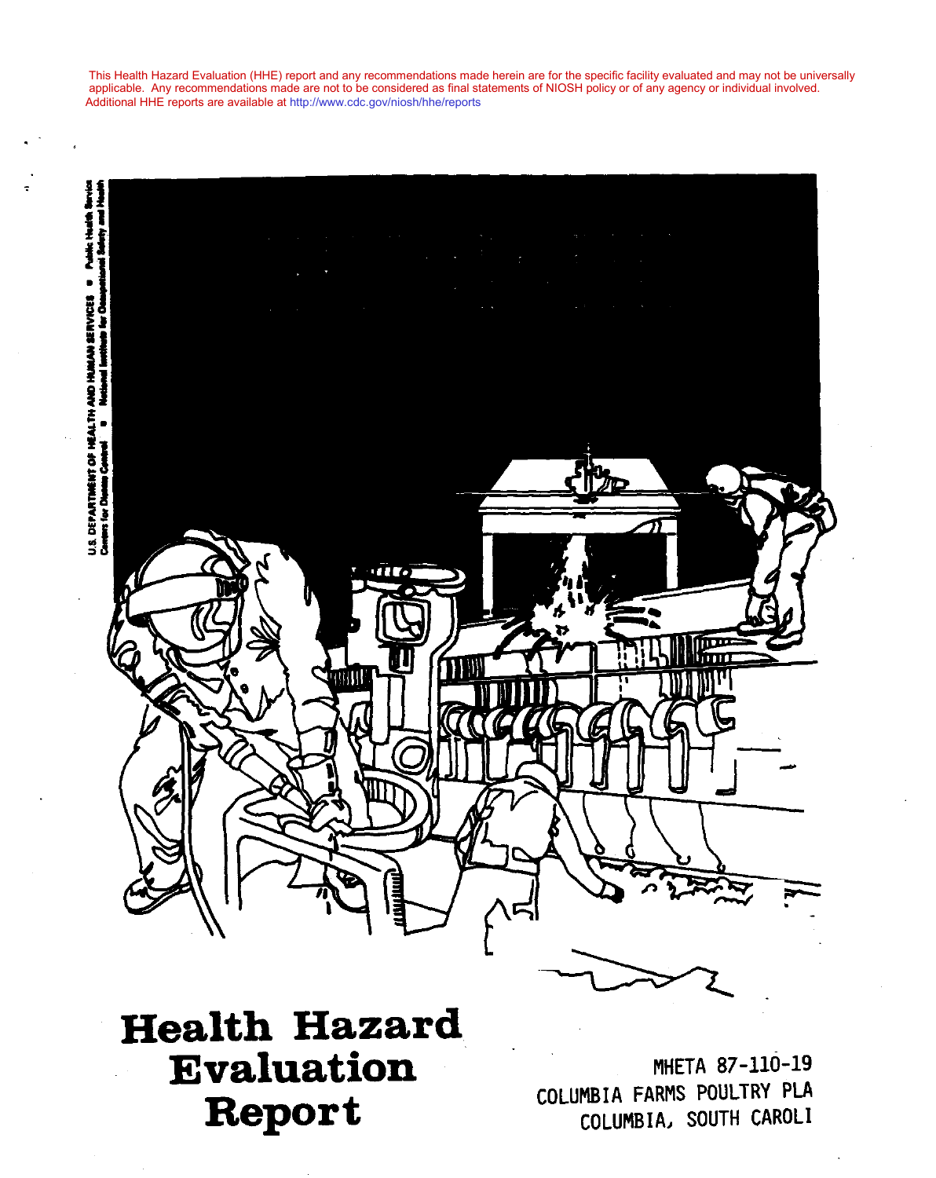This Health Hazard Evaluation (HHE) report and any recommendations made herein are for the specific facility evaluated and may not be universally applicable. Any recommendations made are not to be considered as final statements of NIOSH policy or of any agency or individual involved. Additional HHE reports are available at http://www.cdc.gov/niosh/hhe/reports

U.S. DEPARTMENT OF HEALTH AND HUMAN SERVICES ■ Public Health Service
Centers for Disease Control ■ National Institute for Occupational Safety and Health

# Health Hazard Evaluation Report

MHETA 87-110-19
COLUMBIA FARMS POULTRY PLA
COLUMBIA, SOUTH CAROLI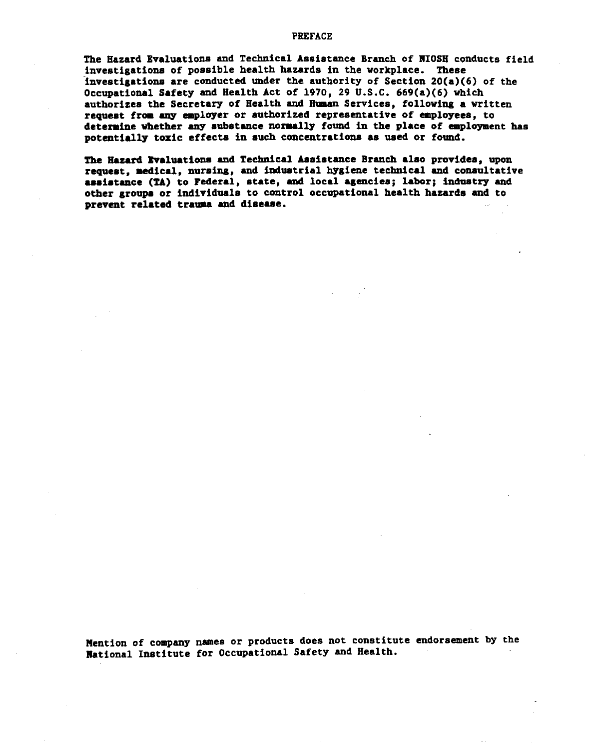# PREFACE

The Hazard Evaluations and Technical Assistance Branch of NIOSH conducts field investigations of possible health hazards in the workplace. These investigations are conducted under the authority of Section 20(a)(6) of the Occupational Safety and Health Act of 1970, 29 U.S.C. 669(a)(6) which authorizes the Secretary of Health and Human Services, following a written request from any employer or authorized representative of employees, to determine whether any substance normally found in the place of employment has potentially toxic effects in such concentrations as used or found.

The Hazard Evaluations and Technical Assistance Branch also provides, upon request, medical, nursing, and industrial hygiene technical and consultative assistance (TA) to Federal, state, and local agencies; labor; industry and other groups or individuals to control occupational health hazards and to prevent related trauma and disease.

Mention of company names or products does not constitute endorsement by the National Institute for Occupational Safety and Health.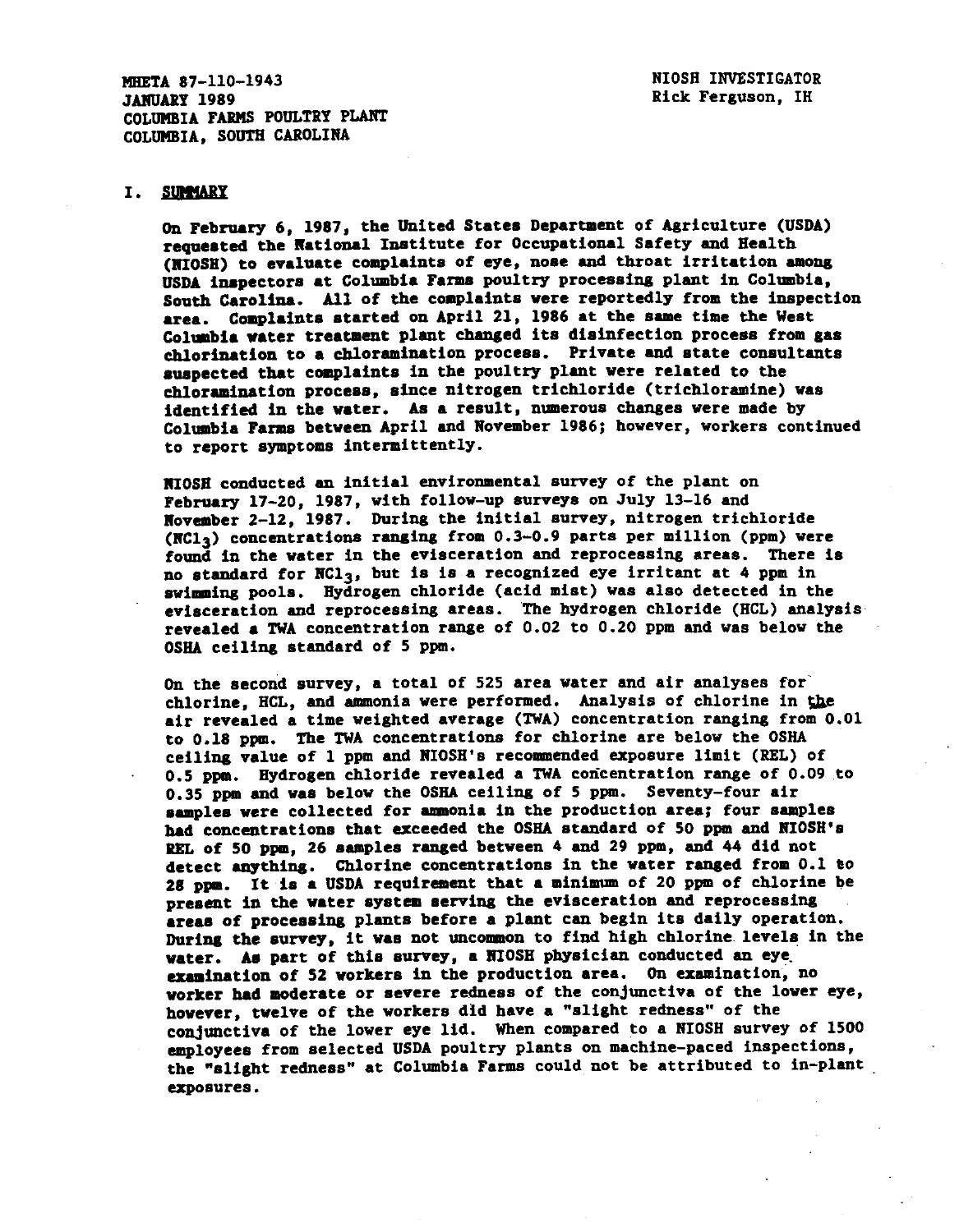MHETA 87-110-1943
JANUARY 1989
COLUMBIA FARMS POULTRY PLANT
COLUMBIA, SOUTH CAROLINA

NIOSH INVESTIGATOR
Rick Ferguson, IH

## I. SUMMARY

On February 6, 1987, the United States Department of Agriculture (USDA) requested the National Institute for Occupational Safety and Health (NIOSH) to evaluate complaints of eye, nose and throat irritation among USDA inspectors at Columbia Farms poultry processing plant in Columbia, South Carolina. All of the complaints were reportedly from the inspection area. Complaints started on April 21, 1986 at the same time the West Columbia water treatment plant changed its disinfection process from gas chlorination to a chloramination process. Private and state consultants suspected that complaints in the poultry plant were related to the chloramination process, since nitrogen trichloride (trichloramine) was identified in the water. As a result, numerous changes were made by Columbia Farms between April and November 1986; however, workers continued to report symptoms intermittently.

NIOSH conducted an initial environmental survey of the plant on February 17-20, 1987, with follow-up surveys on July 13-16 and November 2-12, 1987. During the initial survey, nitrogen trichloride ($NCl_3$) concentrations ranging from 0.3-0.9 parts per million (ppm) were found in the water in the evisceration and reprocessing areas. There is no standard for $NCl_3$, but is is a recognized eye irritant at 4 ppm in swimming pools. Hydrogen chloride (acid mist) was also detected in the evisceration and reprocessing areas. The hydrogen chloride (HCL) analysis revealed a TWA concentration range of 0.02 to 0.20 ppm and was below the OSHA ceiling standard of 5 ppm.

On the second survey, a total of 525 area water and air analyses for chlorine, HCL, and ammonia were performed. Analysis of chlorine in the air revealed a time weighted average (TWA) concentration ranging from 0.01 to 0.18 ppm. The TWA concentrations for chlorine are below the OSHA ceiling value of 1 ppm and NIOSH's recommended exposure limit (REL) of 0.5 ppm. Hydrogen chloride revealed a TWA concentration range of 0.09 to 0.35 ppm and was below the OSHA ceiling of 5 ppm. Seventy-four air samples were collected for ammonia in the production area; four samples had concentrations that exceeded the OSHA standard of 50 ppm and NIOSH's REL of 50 ppm, 26 samples ranged between 4 and 29 ppm, and 44 did not detect anything. Chlorine concentrations in the water ranged from 0.1 to 28 ppm. It is a USDA requirement that a minimum of 20 ppm of chlorine be present in the water system serving the evisceration and reprocessing areas of processing plants before a plant can begin its daily operation. During the survey, it was not uncommon to find high chlorine levels in the water. As part of this survey, a NIOSH physician conducted an eye examination of 52 workers in the production area. On examination, no worker had moderate or severe redness of the conjunctiva of the lower eye, however, twelve of the workers did have a "slight redness" of the conjunctiva of the lower eye lid. When compared to a NIOSH survey of 1500 employees from selected USDA poultry plants on machine-paced inspections, the "slight redness" at Columbia Farms could not be attributed to in-plant exposures.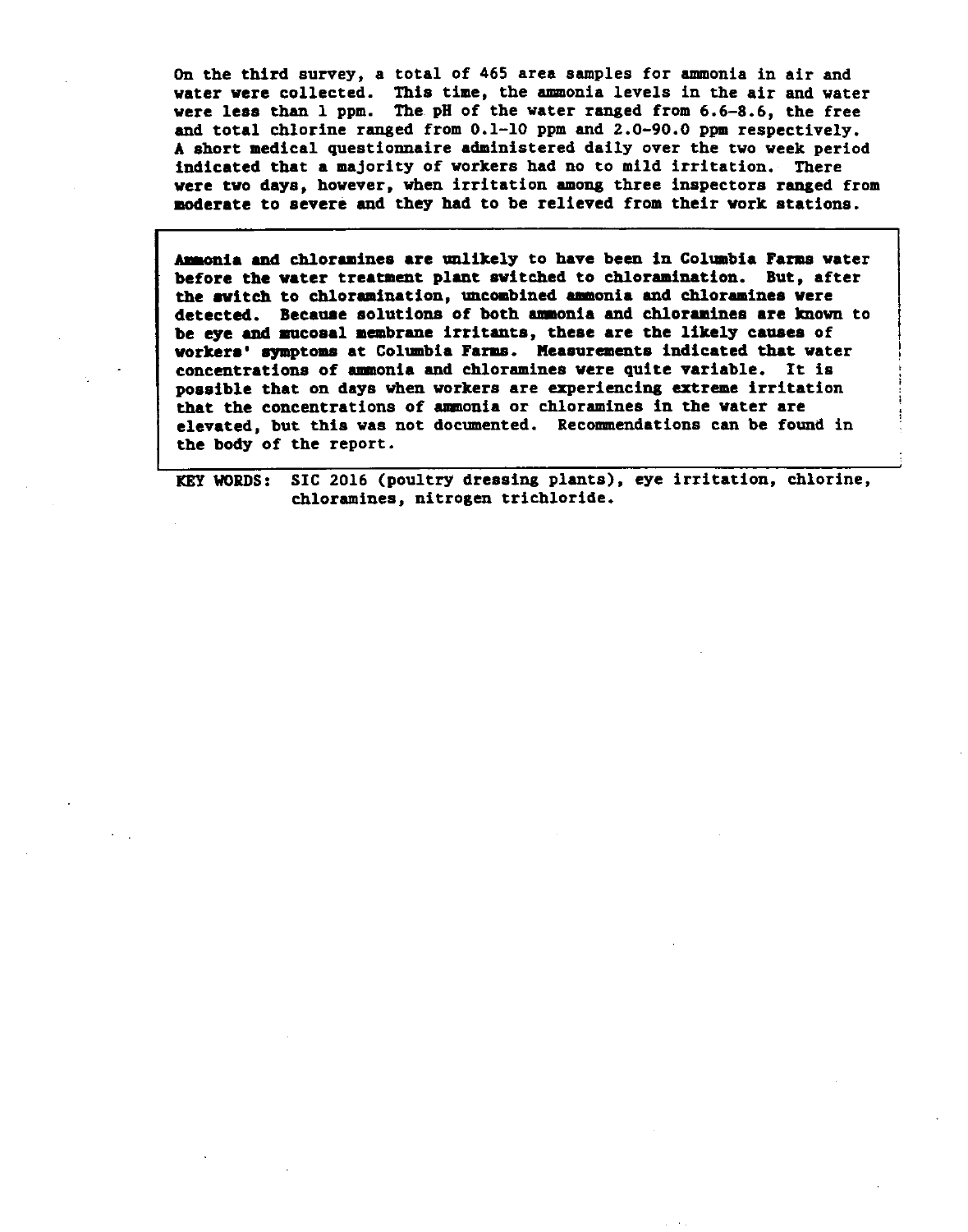On the third survey, a total of 465 area samples for ammonia in air and water were collected. This time, the ammonia levels in the air and water were less than 1 ppm. The pH of the water ranged from 6.6–8.6, the free and total chlorine ranged from 0.1–10 ppm and 2.0–90.0 ppm respectively. A short medical questionnaire administered daily over the two week period indicated that a majority of workers had no to mild irritation. There were two days, however, when irritation among three inspectors ranged from moderate to severe and they had to be relieved from their work stations.

**Ammonia and chloramines are unlikely to have been in Columbia Farms water before the water treatment plant switched to chloramination. But, after the switch to chloramination, uncombined ammonia and chloramines were detected. Because solutions of both ammonia and chloramines are known to be eye and mucosal membrane irritants, these are the likely causes of workers' symptoms at Columbia Farms. Measurements indicated that water concentrations of ammonia and chloramines were quite variable. It is possible that on days when workers are experiencing extreme irritation that the concentrations of ammonia or chloramines in the water are elevated, but this was not documented. Recommendations can be found in the body of the report.**

KEY WORDS: SIC 2016 (poultry dressing plants), eye irritation, chlorine, chloramines, nitrogen trichloride.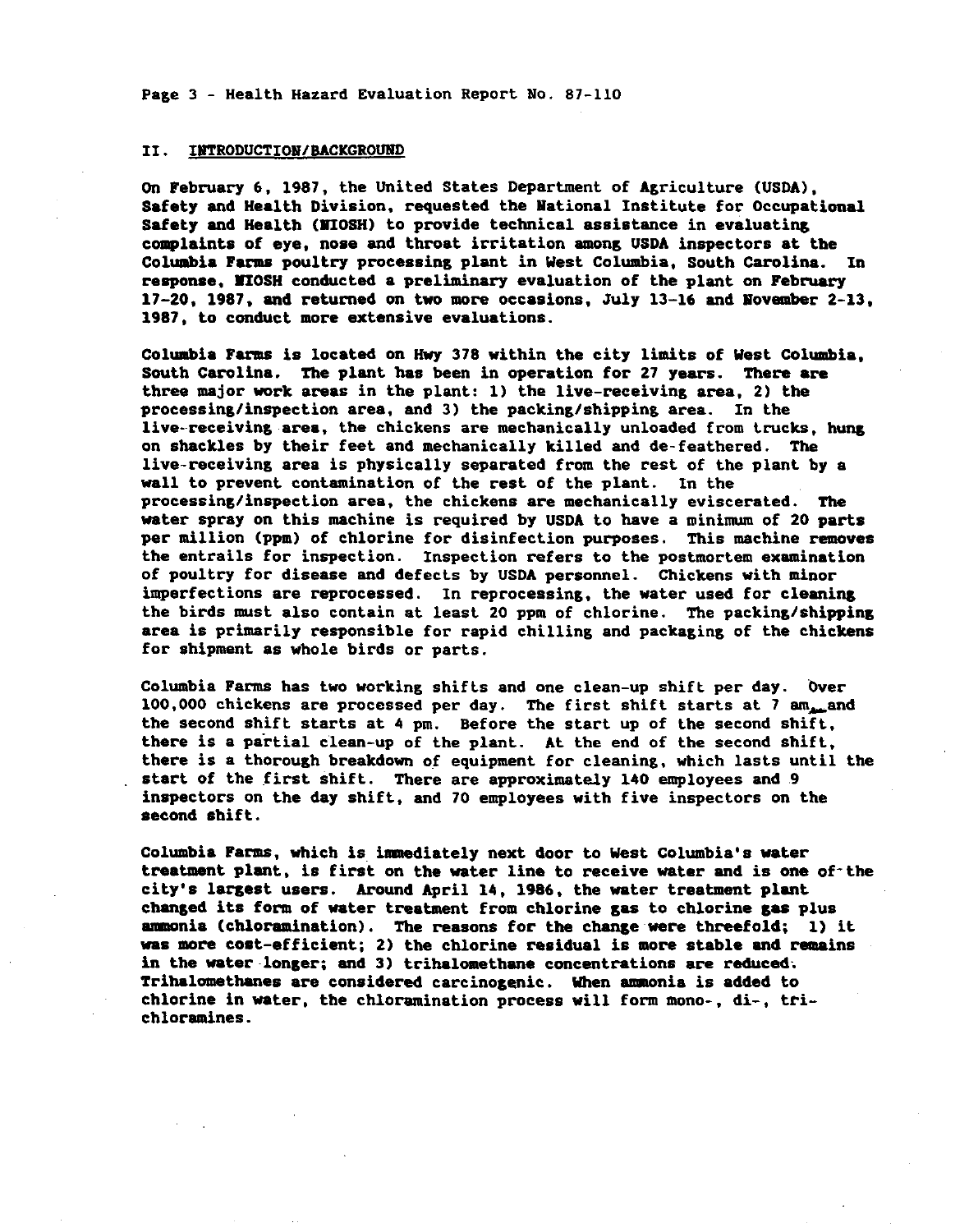## II. INTRODUCTION/BACKGROUND

On February 6, 1987, the United States Department of Agriculture (USDA), Safety and Health Division, requested the National Institute for Occupational Safety and Health (NIOSH) to provide technical assistance in evaluating complaints of eye, nose and throat irritation among USDA inspectors at the Columbia Farms poultry processing plant in West Columbia, South Carolina. In response, NIOSH conducted a preliminary evaluation of the plant on February 17-20, 1987, and returned on two more occasions, July 13-16 and November 2-13, 1987, to conduct more extensive evaluations.

Columbia Farms is located on Hwy 378 within the city limits of West Columbia, South Carolina. The plant has been in operation for 27 years. There are three major work areas in the plant: 1) the live-receiving area, 2) the processing/inspection area, and 3) the packing/shipping area. In the live-receiving area, the chickens are mechanically unloaded from trucks, hung on shackles by their feet and mechanically killed and de-feathered. The live-receiving area is physically separated from the rest of the plant by a wall to prevent contamination of the rest of the plant. In the processing/inspection area, the chickens are mechanically eviscerated. The water spray on this machine is required by USDA to have a minimum of 20 parts per million (ppm) of chlorine for disinfection purposes. This machine removes the entrails for inspection. Inspection refers to the postmortem examination of poultry for disease and defects by USDA personnel. Chickens with minor imperfections are reprocessed. In reprocessing, the water used for cleaning the birds must also contain at least 20 ppm of chlorine. The packing/shipping area is primarily responsible for rapid chilling and packaging of the chickens for shipment as whole birds or parts.

Columbia Farms has two working shifts and one clean-up shift per day. Over 100,000 chickens are processed per day. The first shift starts at 7 am, and the second shift starts at 4 pm. Before the start up of the second shift, there is a partial clean-up of the plant. At the end of the second shift, there is a thorough breakdown of equipment for cleaning, which lasts until the start of the first shift. There are approximately 140 employees and 9 inspectors on the day shift, and 70 employees with five inspectors on the second shift.

Columbia Farms, which is immediately next door to West Columbia's water treatment plant, is first on the water line to receive water and is one of the city's largest users. Around April 14, 1986, the water treatment plant changed its form of water treatment from chlorine gas to chlorine gas plus ammonia (chloramination). The reasons for the change were threefold; 1) it was more cost-efficient; 2) the chlorine residual is more stable and remains in the water longer; and 3) trihalomethane concentrations are reduced. Trihalomethanes are considered carcinogenic. When ammonia is added to chlorine in water, the chloramination process will form mono-, di-, tri-chloramines.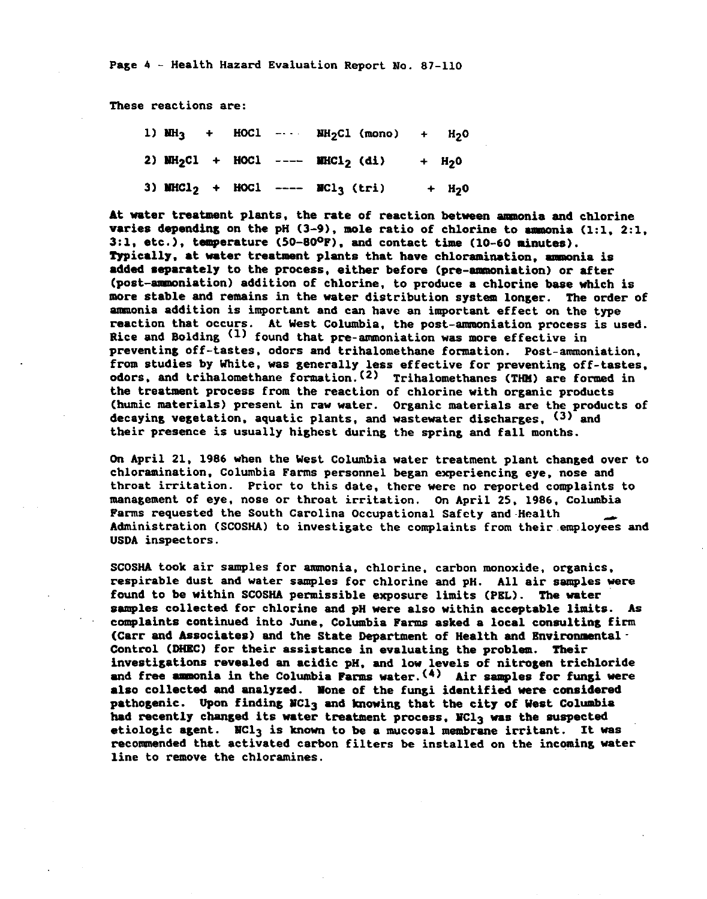These reactions are:

1) $NH_3$ + $HOCl$ ---- $NH_2Cl$ (mono) + $H_2O$

2) $NH_2Cl$ + $HOCl$ ---- $NHCl_2$ (di) + $H_2O$

3) $NHCl_2$ + $HOCl$ ---- $NCl_3$ (tri) + $H_2O$

At water treatment plants, the rate of reaction between ammonia and chlorine varies depending on the pH (3-9), mole ratio of chlorine to ammonia (1:1, 2:1, 3:1, etc.), temperature (50-80°F), and contact time (10-60 minutes). Typically, at water treatment plants that have chloramination, ammonia is added separately to the process, either before (pre-ammoniation) or after (post-ammoniation) addition of chlorine, to produce a chlorine base which is more stable and remains in the water distribution system longer. The order of ammonia addition is important and can have an important effect on the type reaction that occurs. At West Columbia, the post-ammoniation process is used. Rice and Bolding [1] found that pre-ammoniation was more effective in preventing off-tastes, odors and trihalomethane formation. Post-ammoniation, from studies by White, was generally less effective for preventing off-tastes, odors, and trihalomethane formation.[2] Trihalomethanes (THM) are formed in the treatment process from the reaction of chlorine with organic products (humic materials) present in raw water. Organic materials are the products of decaying vegetation, aquatic plants, and wastewater discharges, [3] and their presence is usually highest during the spring and fall months.

On April 21, 1986 when the West Columbia water treatment plant changed over to chloramination, Columbia Farms personnel began experiencing eye, nose and throat irritation. Prior to this date, there were no reported complaints to management of eye, nose or throat irritation. On April 25, 1986, Columbia Farms requested the South Carolina Occupational Safety and Health Administration (SCOSHA) to investigate the complaints from their employees and USDA inspectors.

SCOSHA took air samples for ammonia, chlorine, carbon monoxide, organics, respirable dust and water samples for chlorine and pH. All air samples were found to be within SCOSHA permissible exposure limits (PEL). The water samples collected for chlorine and pH were also within acceptable limits. As complaints continued into June, Columbia Farms asked a local consulting firm (Carr and Associates) and the State Department of Health and Environmental Control (DHEC) for their assistance in evaluating the problem. Their investigations revealed an acidic pH, and low levels of nitrogen trichloride and free ammonia in the Columbia Farms water.[4] Air samples for fungi were also collected and analyzed. None of the fungi identified were considered pathogenic. Upon finding $NCl_3$ and knowing that the city of West Columbia had recently changed its water treatment process, $NCl_3$ was the suspected etiologic agent. $NCl_3$ is known to be a mucosal membrane irritant. It was recommended that activated carbon filters be installed on the incoming water line to remove the chloramines.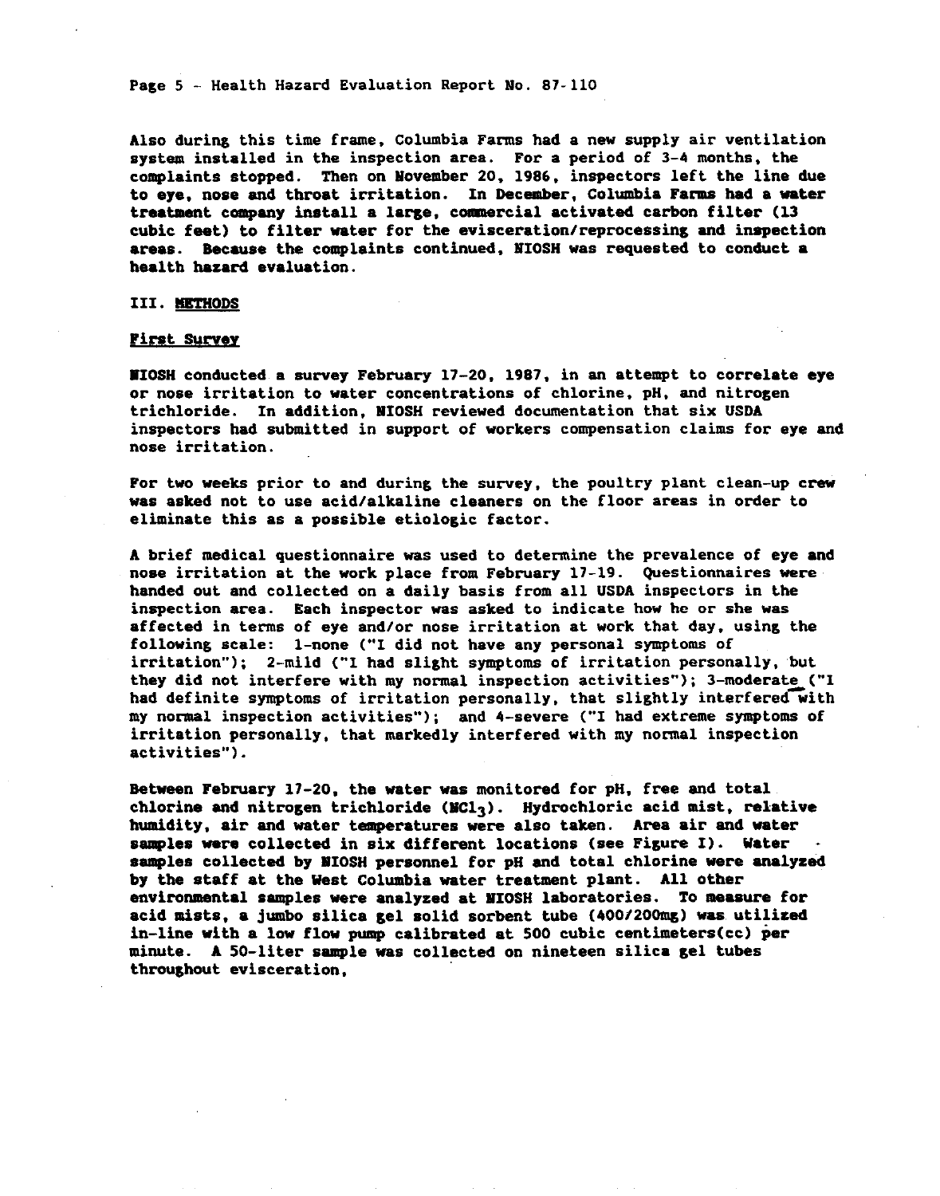Also during this time frame, Columbia Farms had a new supply air ventilation system installed in the inspection area. For a period of 3-4 months, the complaints stopped. Then on November 20, 1986, inspectors left the line due to eye, nose and throat irritation. In December, Columbia Farms had a water treatment company install a large, commercial activated carbon filter (13 cubic feet) to filter water for the evisceration/reprocessing and inspection areas. Because the complaints continued, NIOSH was requested to conduct a health hazard evaluation.

## III. METHODS

### First Survey

NIOSH conducted a survey February 17-20, 1987, in an attempt to correlate eye or nose irritation to water concentrations of chlorine, pH, and nitrogen trichloride. In addition, NIOSH reviewed documentation that six USDA inspectors had submitted in support of workers compensation claims for eye and nose irritation.

For two weeks prior to and during the survey, the poultry plant clean-up crew was asked not to use acid/alkaline cleaners on the floor areas in order to eliminate this as a possible etiologic factor.

A brief medical questionnaire was used to determine the prevalence of eye and nose irritation at the work place from February 17-19. Questionnaires were handed out and collected on a daily basis from all USDA inspectors in the inspection area. Each inspector was asked to indicate how he or she was affected in terms of eye and/or nose irritation at work that day, using the following scale: 1-none ("I did not have any personal symptoms of irritation"); 2-mild ("I had slight symptoms of irritation personally, but they did not interfere with my normal inspection activities"); 3-moderate ("I had definite symptoms of irritation personally, that slightly interfered with my normal inspection activities"); and 4-severe ("I had extreme symptoms of irritation personally, that markedly interfered with my normal inspection activities").

Between February 17-20, the water was monitored for pH, free and total chlorine and nitrogen trichloride ($NCl_3$). Hydrochloric acid mist, relative humidity, air and water temperatures were also taken. Area air and water samples were collected in six different locations (see Figure I). Water samples collected by NIOSH personnel for pH and total chlorine were analyzed by the staff at the West Columbia water treatment plant. All other environmental samples were analyzed at NIOSH laboratories. To measure for acid mists, a jumbo silica gel solid sorbent tube (400/200mg) was utilized in-line with a low flow pump calibrated at 500 cubic centimeters(cc) per minute. A 50-liter sample was collected on nineteen silica gel tubes throughout evisceration,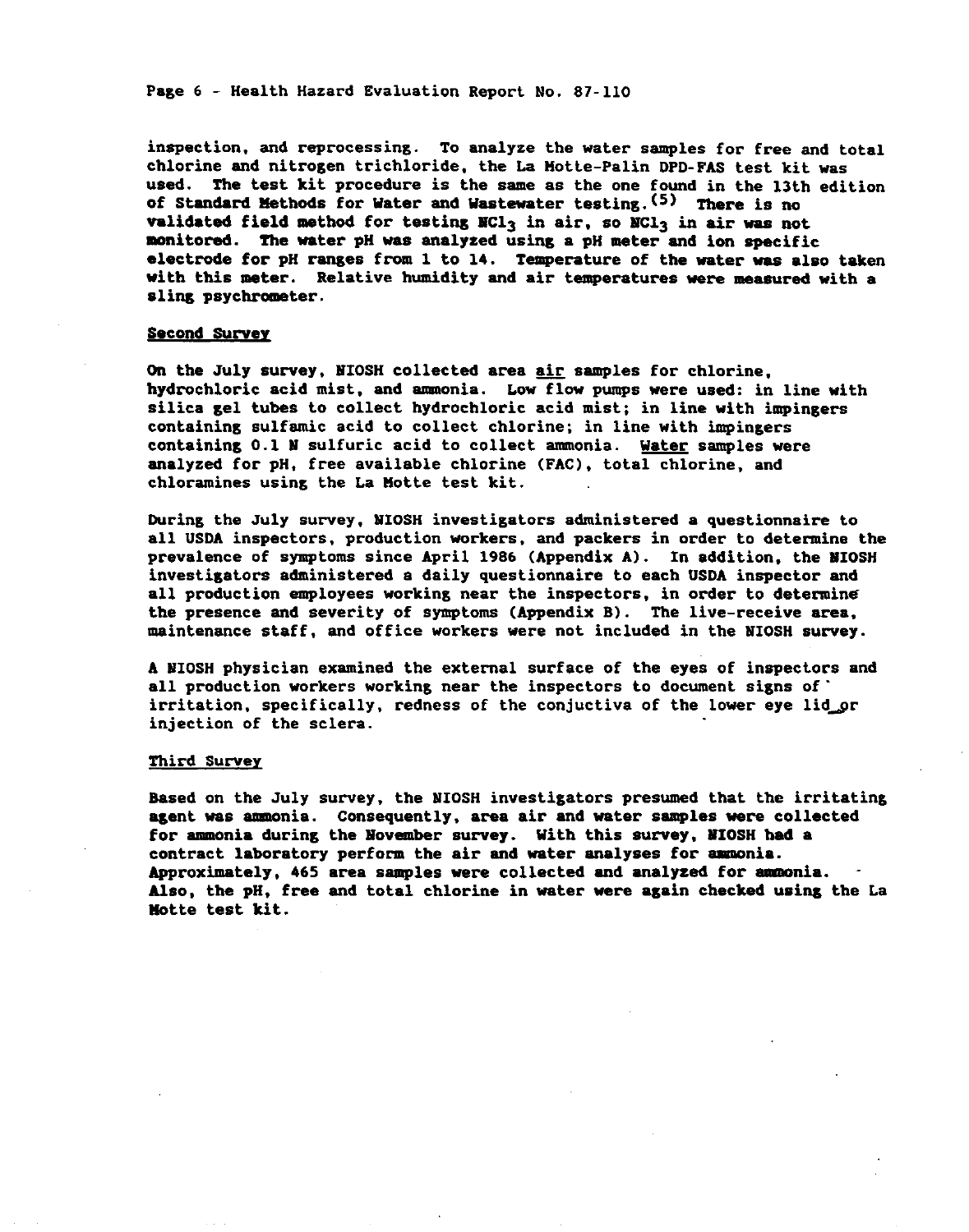inspection, and reprocessing. To analyze the water samples for free and total chlorine and nitrogen trichloride, the La Motte-Palin DPD-FAS test kit was used. The test kit procedure is the same as the one found in the 13th edition of Standard Methods for Water and Wastewater testing.[5] There is no validated field method for testing $NCl_3$ in air, so $NCl_3$ in air was not monitored. The water pH was analyzed using a pH meter and ion specific electrode for pH ranges from 1 to 14. Temperature of the water was also taken with this meter. Relative humidity and air temperatures were measured with a sling psychrometer.

## Second Survey

On the July survey, NIOSH collected area air samples for chlorine, hydrochloric acid mist, and ammonia. Low flow pumps were used: in line with silica gel tubes to collect hydrochloric acid mist; in line with impingers containing sulfamic acid to collect chlorine; in line with impingers containing 0.1 N sulfuric acid to collect ammonia. Water samples were analyzed for pH, free available chlorine (FAC), total chlorine, and chloramines using the La Motte test kit.

During the July survey, NIOSH investigators administered a questionnaire to all USDA inspectors, production workers, and packers in order to determine the prevalence of symptoms since April 1986 (Appendix A). In addition, the NIOSH investigators administered a daily questionnaire to each USDA inspector and all production employees working near the inspectors, in order to determine the presence and severity of symptoms (Appendix B). The live-receive area, maintenance staff, and office workers were not included in the NIOSH survey.

A NIOSH physician examined the external surface of the eyes of inspectors and all production workers working near the inspectors to document signs of irritation, specifically, redness of the conjuctiva of the lower eye lid or injection of the sclera.

## Third Survey

Based on the July survey, the NIOSH investigators presumed that the irritating agent was ammonia. Consequently, area air and water samples were collected for ammonia during the November survey. With this survey, NIOSH had a contract laboratory perform the air and water analyses for ammonia. Approximately, 465 area samples were collected and analyzed for ammonia. Also, the pH, free and total chlorine in water were again checked using the La Motte test kit.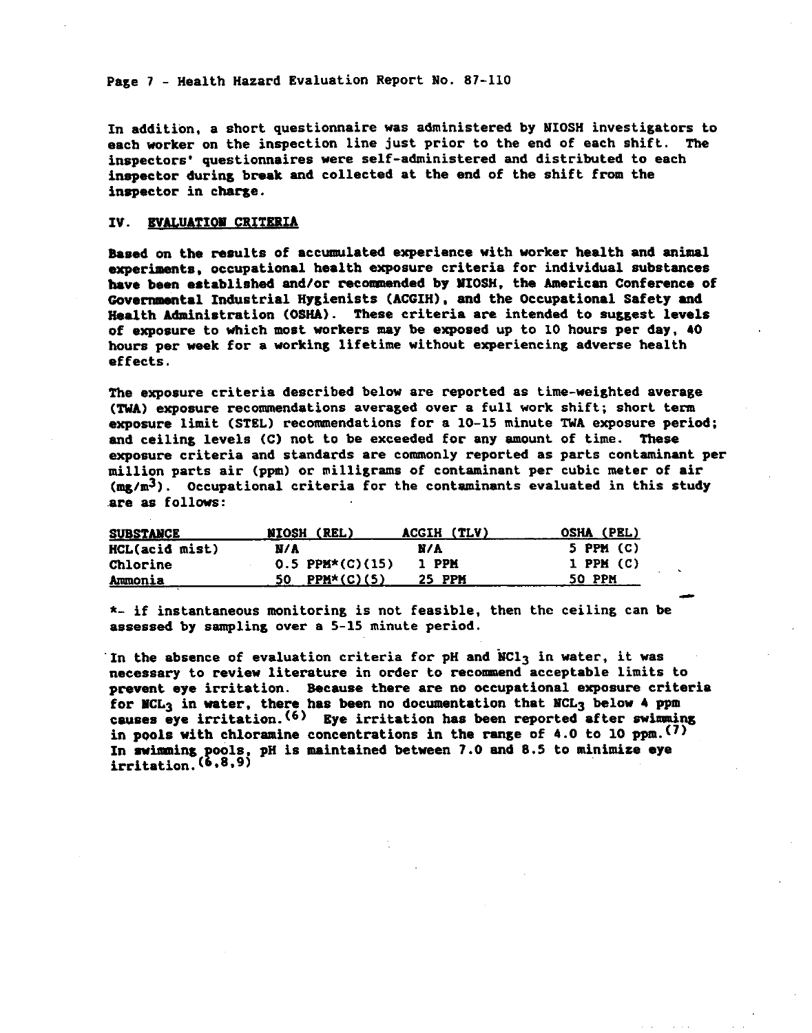In addition, a short questionnaire was administered by NIOSH investigators to each worker on the inspection line just prior to the end of each shift. The inspectors' questionnaires were self-administered and distributed to each inspector during break and collected at the end of the shift from the inspector in charge.

## IV. EVALUATION CRITERIA

Based on the results of accumulated experience with worker health and animal experiments, occupational health exposure criteria for individual substances have been established and/or recommended by NIOSH, the American Conference of Governmental Industrial Hygienists (ACGIH), and the Occupational Safety and Health Administration (OSHA). These criteria are intended to suggest levels of exposure to which most workers may be exposed up to 10 hours per day, 40 hours per week for a working lifetime without experiencing adverse health effects.

The exposure criteria described below are reported as time-weighted average (TWA) exposure recommendations averaged over a full work shift; short term exposure limit (STEL) recommendations for a 10-15 minute TWA exposure period; and ceiling levels (C) not to be exceeded for any amount of time. These exposure criteria and standards are commonly reported as parts contaminant per million parts air (ppm) or milligrams of contaminant per cubic meter of air ($mg/m^3$). Occupational criteria for the contaminants evaluated in this study are as follows:

| SUBSTANCE | NIOSH (REL) | ACGIH (TLV) | OSHA (PEL) |
|---|---|---|---|
| HCL(acid mist) | N/A | N/A | 5 PPM (C) |
| Chlorine | 0.5 PPM*(C)(15) | 1 PPM | 1 PPM (C) |
| Ammonia | 50 PPM*(C)(5) | 25 PPM | 50 PPM |

*- if instantaneous monitoring is not feasible, then the ceiling can be assessed by sampling over a 5-15 minute period.

In the absence of evaluation criteria for pH and $NCl_3$ in water, it was necessary to review literature in order to recommend acceptable limits to prevent eye irritation. Because there are no occupational exposure criteria for $NCL_3$ in water, there has been no documentation that $NCL_3$ below 4 ppm causes eye irritation.[6] Eye irritation has been reported after swimming in pools with chloramine concentrations in the range of 4.0 to 10 ppm.[7] In swimming pools, pH is maintained between 7.0 and 8.5 to minimize eye irritation.[6,8,9]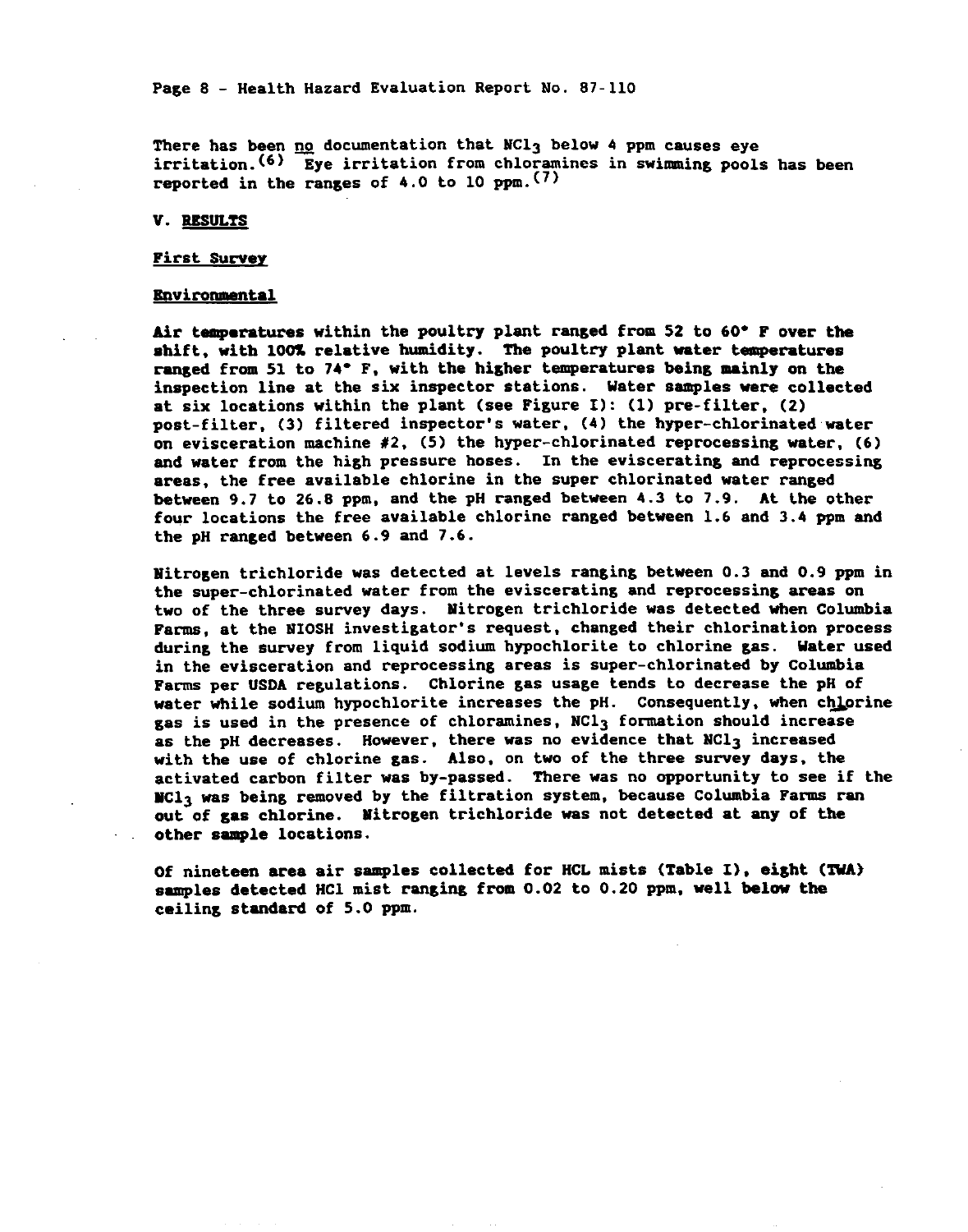There has been <u>no</u> documentation that $NCl_3$ below 4 ppm causes eye irritation.[6] Eye irritation from chloramines in swimming pools has been reported in the ranges of 4.0 to 10 ppm.[7]

## V. RESULTS

### First Survey

#### Environmental

Air temperatures within the poultry plant ranged from 52 to 60° F over the shift, with 100% relative humidity. The poultry plant water temperatures ranged from 51 to 74° F, with the higher temperatures being mainly on the inspection line at the six inspector stations. Water samples were collected at six locations within the plant (see Figure I): (1) pre-filter, (2) post-filter, (3) filtered inspector's water, (4) the hyper-chlorinated water on evisceration machine #2, (5) the hyper-chlorinated reprocessing water, (6) and water from the high pressure hoses. In the eviscerating and reprocessing areas, the free available chlorine in the super chlorinated water ranged between 9.7 to 26.8 ppm, and the pH ranged between 4.3 to 7.9. At the other four locations the free available chlorine ranged between 1.6 and 3.4 ppm and the pH ranged between 6.9 and 7.6.

Nitrogen trichloride was detected at levels ranging between 0.3 and 0.9 ppm in the super-chlorinated water from the eviscerating and reprocessing areas on two of the three survey days. Nitrogen trichloride was detected when Columbia Farms, at the NIOSH investigator's request, changed their chlorination process during the survey from liquid sodium hypochlorite to chlorine gas. Water used in the evisceration and reprocessing areas is super-chlorinated by Columbia Farms per USDA regulations. Chlorine gas usage tends to decrease the pH of water while sodium hypochlorite increases the pH. Consequently, when chlorine gas is used in the presence of chloramines, $NCl_3$ formation should increase as the pH decreases. However, there was no evidence that $NCl_3$ increased with the use of chlorine gas. Also, on two of the three survey days, the activated carbon filter was by-passed. There was no opportunity to see if the $NCl_3$ was being removed by the filtration system, because Columbia Farms ran out of gas chlorine. Nitrogen trichloride was not detected at any of the other sample locations.

Of nineteen area air samples collected for HCL mists (Table I), eight (TWA) samples detected HCl mist ranging from 0.02 to 0.20 ppm, well below the ceiling standard of 5.0 ppm.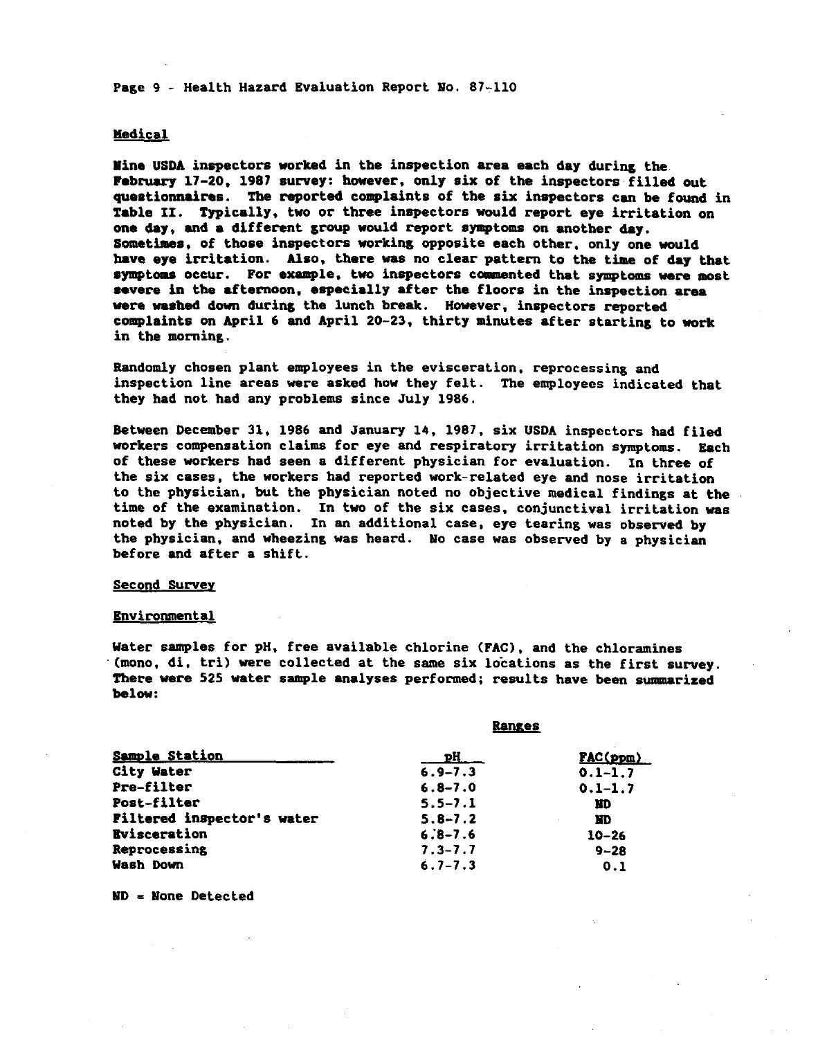## Medical

Nine USDA inspectors worked in the inspection area each day during the February 17-20, 1987 survey: however, only six of the inspectors filled out questionnaires. The reported complaints of the six inspectors can be found in Table II. Typically, two or three inspectors would report eye irritation on one day, and a different group would report symptoms on another day. Sometimes, of those inspectors working opposite each other, only one would have eye irritation. Also, there was no clear pattern to the time of day that symptoms occur. For example, two inspectors commented that symptoms were most severe in the afternoon, especially after the floors in the inspection area were washed down during the lunch break. However, inspectors reported complaints on April 6 and April 20-23, thirty minutes after starting to work in the morning.

Randomly chosen plant employees in the evisceration, reprocessing and inspection line areas were asked how they felt. The employees indicated that they had not had any problems since July 1986.

Between December 31, 1986 and January 14, 1987, six USDA inspectors had filed workers compensation claims for eye and respiratory irritation symptoms. Each of these workers had seen a different physician for evaluation. In three of the six cases, the workers had reported work-related eye and nose irritation to the physician, but the physician noted no objective medical findings at the time of the examination. In two of the six cases, conjunctival irritation was noted by the physician. In an additional case, eye tearing was observed by the physician, and wheezing was heard. No case was observed by a physician before and after a shift.

## Second Survey

### Environmental

Water samples for pH, free available chlorine (FAC), and the chloramines (mono, di, tri) were collected at the same six locations as the first survey. There were 525 water sample analyses performed; results have been summarized below:

| | Ranges | |
|---|---|---|
| Sample Station | pH | FAC(ppm) |
| City Water | 6.9-7.3 | 0.1-1.7 |
| Pre-filter | 6.8-7.0 | 0.1-1.7 |
| Post-filter | 5.5-7.1 | ND |
| Filtered inspector's water | 5.8-7.2 | ND |
| Evisceration | 6.8-7.6 | 10-26 |
| Reprocessing | 7.3-7.7 | 9-28 |
| Wash Down | 6.7-7.3 | 0.1 |

ND = None Detected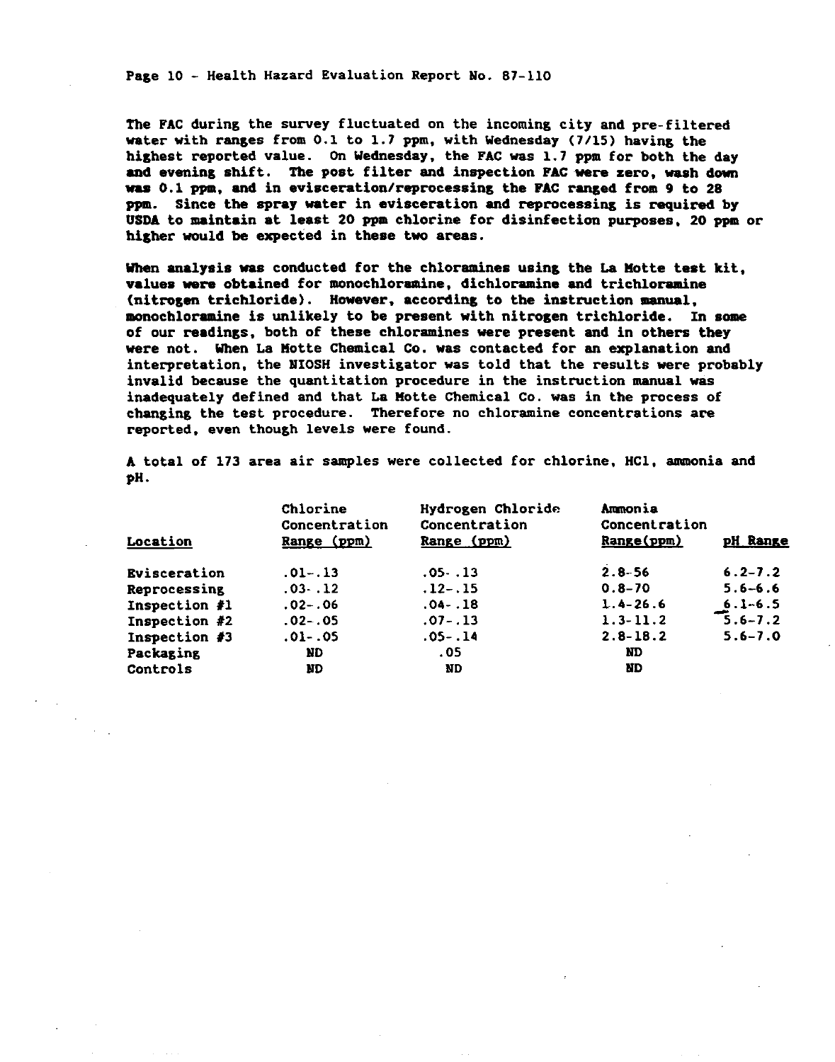The FAC during the survey fluctuated on the incoming city and pre-filtered water with ranges from 0.1 to 1.7 ppm, with Wednesday (7/15) having the highest reported value. On Wednesday, the FAC was 1.7 ppm for both the day and evening shift. The post filter and inspection FAC were zero, wash down was 0.1 ppm, and in evisceration/reprocessing the FAC ranged from 9 to 28 ppm. Since the spray water in evisceration and reprocessing is required by USDA to maintain at least 20 ppm chlorine for disinfection purposes, 20 ppm or higher would be expected in these two areas.

When analysis was conducted for the chloramines using the La Motte test kit, values were obtained for monochloramine, dichloramine and trichloramine (nitrogen trichloride). However, according to the instruction manual, monochloramine is unlikely to be present with nitrogen trichloride. In some of our readings, both of these chloramines were present and in others they were not. When La Motte Chemical Co. was contacted for an explanation and interpretation, the NIOSH investigator was told that the results were probably invalid because the quantitation procedure in the instruction manual was inadequately defined and that La Motte Chemical Co. was in the process of changing the test procedure. Therefore no chloramine concentrations are reported, even though levels were found.

A total of 173 area air samples were collected for chlorine, HCl, ammonia and pH.

| Location | Chlorine Concentration Range (ppm) | Hydrogen Chloride Concentration Range (ppm) | Ammonia Concentration Range(ppm) | pH Range |
|---|---|---|---|---|
| Evisceration | .01-.13 | .05-.13 | 2.8-56 | 6.2-7.2 |
| Reprocessing | .03-.12 | .12-.15 | 0.8-70 | 5.6-6.6 |
| Inspection #1 | .02-.06 | .04-.18 | 1.4-26.6 | 6.1-6.5 |
| Inspection #2 | .02-.05 | .07-.13 | 1.3-11.2 | 5.6-7.2 |
| Inspection #3 | .01-.05 | .05-.14 | 2.8-18.2 | 5.6-7.0 |
| Packaging | ND | .05 | ND | |
| Controls | ND | ND | ND | |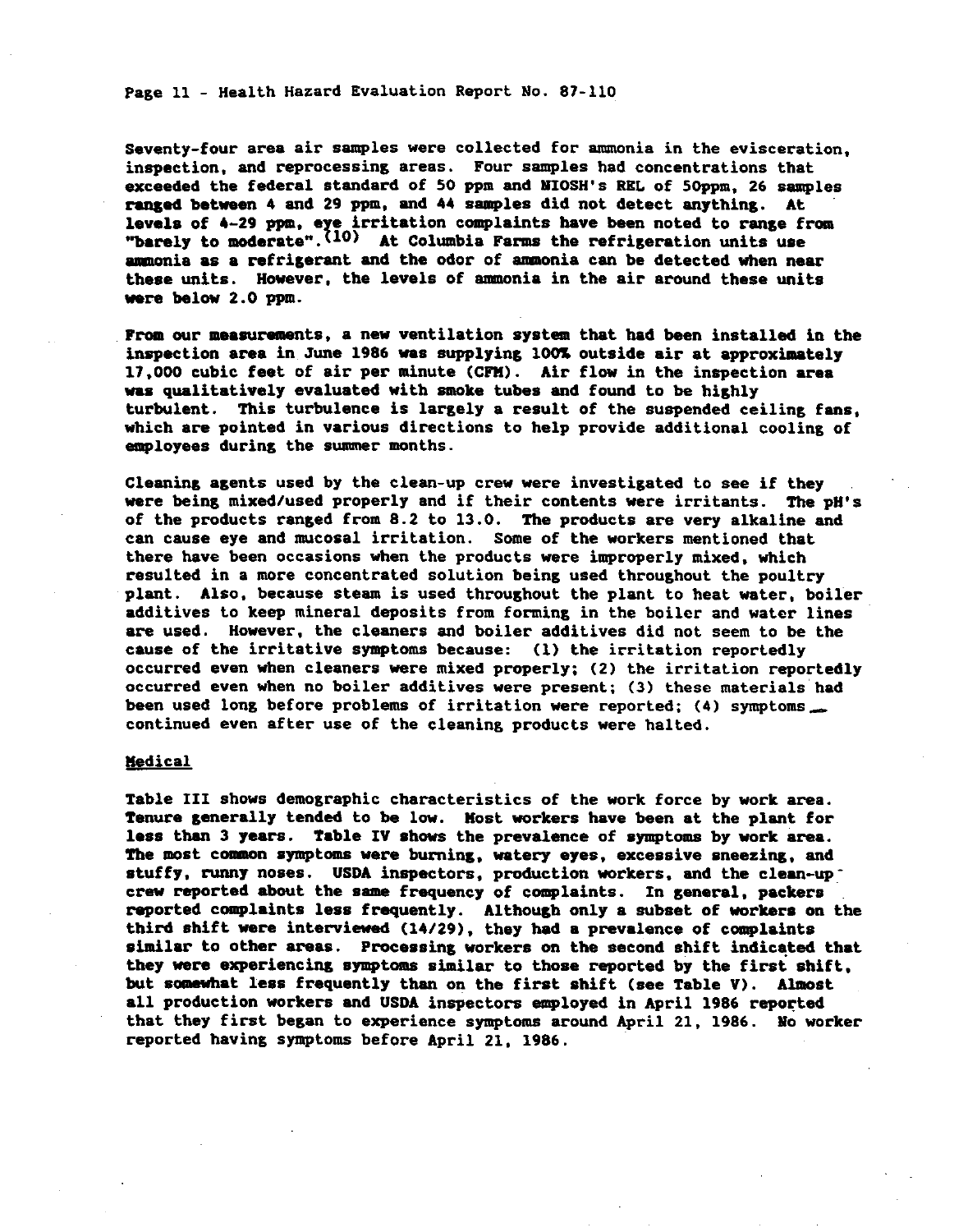Seventy-four area air samples were collected for ammonia in the evisceration, inspection, and reprocessing areas. Four samples had concentrations that exceeded the federal standard of 50 ppm and NIOSH's REL of 50ppm, 26 samples ranged between 4 and 29 ppm, and 44 samples did not detect anything. At levels of 4-29 ppm, eye irritation complaints have been noted to range from "barely to moderate".[10] At Columbia Farms the refrigeration units use ammonia as a refrigerant and the odor of ammonia can be detected when near these units. However, the levels of ammonia in the air around these units were below 2.0 ppm.

From our measurements, a new ventilation system that had been installed in the inspection area in June 1986 was supplying 100% outside air at approximately 17,000 cubic feet of air per minute (CFM). Air flow in the inspection area was qualitatively evaluated with smoke tubes and found to be highly turbulent. This turbulence is largely a result of the suspended ceiling fans, which are pointed in various directions to help provide additional cooling of employees during the summer months.

Cleaning agents used by the clean-up crew were investigated to see if they were being mixed/used properly and if their contents were irritants. The pH's of the products ranged from 8.2 to 13.0. The products are very alkaline and can cause eye and mucosal irritation. Some of the workers mentioned that there have been occasions when the products were improperly mixed, which resulted in a more concentrated solution being used throughout the poultry plant. Also, because steam is used throughout the plant to heat water, boiler additives to keep mineral deposits from forming in the boiler and water lines are used. However, the cleaners and boiler additives did not seem to be the cause of the irritative symptoms because: (1) the irritation reportedly occurred even when cleaners were mixed properly; (2) the irritation reportedly occurred even when no boiler additives were present; (3) these materials had been used long before problems of irritation were reported; (4) symptoms continued even after use of the cleaning products were halted.

## Medical

Table III shows demographic characteristics of the work force by work area. Tenure generally tended to be low. Most workers have been at the plant for less than 3 years. Table IV shows the prevalence of symptoms by work area. The most common symptoms were burning, watery eyes, excessive sneezing, and stuffy, runny noses. USDA inspectors, production workers, and the clean-up crew reported about the same frequency of complaints. In general, packers reported complaints less frequently. Although only a subset of workers on the third shift were interviewed (14/29), they had a prevalence of complaints similar to other areas. Processing workers on the second shift indicated that they were experiencing symptoms similar to those reported by the first shift, but somewhat less frequently than on the first shift (see Table V). Almost all production workers and USDA inspectors employed in April 1986 reported that they first began to experience symptoms around April 21, 1986. No worker reported having symptoms before April 21, 1986.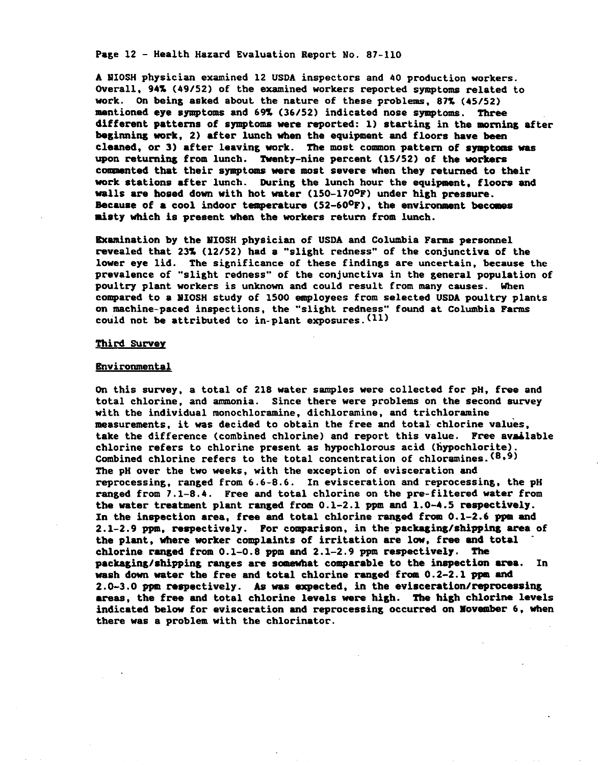A NIOSH physician examined 12 USDA inspectors and 40 production workers. Overall, 94% (49/52) of the examined workers reported symptoms related to work. On being asked about the nature of these problems, 87% (45/52) mentioned eye symptoms and 69% (36/52) indicated nose symptoms. Three different patterns of symptoms were reported: 1) starting in the morning after beginning work, 2) after lunch when the equipment and floors have been cleaned, or 3) after leaving work. The most common pattern of symptoms was upon returning from lunch. Twenty-nine percent (15/52) of the workers commented that their symptoms were most severe when they returned to their work stations after lunch. During the lunch hour the equipment, floors and walls are hosed down with hot water (150-170°F) under high pressure. Because of a cool indoor temperature (52-60°F), the environment becomes misty which is present when the workers return from lunch.

Examination by the NIOSH physician of USDA and Columbia Farms personnel revealed that 23% (12/52) had a "slight redness" of the conjunctiva of the lower eye lid. The significance of these findings are uncertain, because the prevalence of "slight redness" of the conjunctiva in the general population of poultry plant workers is unknown and could result from many causes. When compared to a NIOSH study of 1500 employees from selected USDA poultry plants on machine-paced inspections, the "slight redness" found at Columbia Farms could not be attributed to in-plant exposures.[11]

### Third Survey

#### Environmental

On this survey, a total of 218 water samples were collected for pH, free and total chlorine, and ammonia. Since there were problems on the second survey with the individual monochloramine, dichloramine, and trichloramine measurements, it was decided to obtain the free and total chlorine values, take the difference (combined chlorine) and report this value. Free available chlorine refers to chlorine present as hypochlorous acid (hypochlorite). Combined chlorine refers to the total concentration of chloramines.[8,9] The pH over the two weeks, with the exception of evisceration and reprocessing, ranged from 6.6-8.6. In evisceration and reprocessing, the pH ranged from 7.1-8.4. Free and total chlorine on the pre-filtered water from the water treatment plant ranged from 0.1-2.1 ppm and 1.0-4.5 respectively. In the inspection area, free and total chlorine ranged from 0.1-2.6 ppm and 2.1-2.9 ppm, respectively. For comparison, in the packaging/shipping area of the plant, where worker complaints of irritation are low, free and total chlorine ranged from 0.1-0.8 ppm and 2.1-2.9 ppm respectively. The packaging/shipping ranges are somewhat comparable to the inspection area. In wash down water the free and total chlorine ranged from 0.2-2.1 ppm and 2.0-3.0 ppm respectively. As was expected, in the evisceration/reprocessing areas, the free and total chlorine levels were high. The high chlorine levels indicated below for evisceration and reprocessing occurred on November 6, when there was a problem with the chlorinator.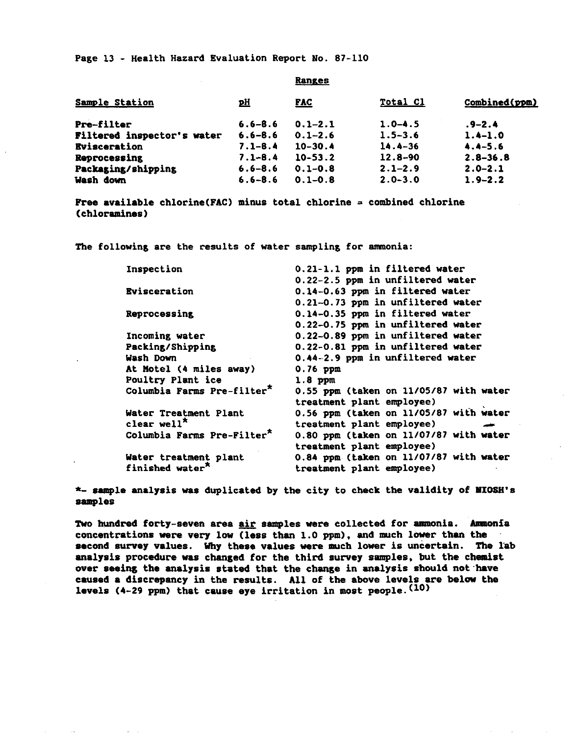Ranges

| Sample Station | pH | FAC | Total Cl | Combined(ppm) |
| --- | --- | --- | --- | --- |
| Pre-filter | 6.6-8.6 | 0.1-2.1 | 1.0-4.5 | .9-2.4 |
| Filtered inspector's water | 6.6-8.6 | 0.1-2.6 | 1.5-3.6 | 1.4-1.0 |
| Evisceration | 7.1-8.4 | 10-30.4 | 14.4-36 | 4.4-5.6 |
| Reprocessing | 7.1-8.4 | 10-53.2 | 12.8-90 | 2.8-36.8 |
| Packaging/shipping | 6.6-8.6 | 0.1-0.8 | 2.1-2.9 | 2.0-2.1 |
| Wash down | 6.6-8.6 | 0.1-0.8 | 2.0-3.0 | 1.9-2.2 |

Free available chlorine(FAC) minus total chlorine = combined chlorine (chloramines)

The following are the results of water sampling for ammonia:

| | |
| --- | --- |
| Inspection | 0.21-1.1 ppm in filtered water |
| | 0.22-2.5 ppm in unfiltered water |
| Evisceration | 0.14-0.63 ppm in filtered water |
| | 0.21-0.73 ppm in unfiltered water |
| Reprocessing | 0.14-0.35 ppm in filtered water |
| | 0.22-0.75 ppm in unfiltered water |
| Incoming water | 0.22-0.89 ppm in unfiltered water |
| Packing/Shipping | 0.22-0.81 ppm in unfiltered water |
| Wash Down | 0.44-2.9 ppm in unfiltered water |
| At Motel (4 miles away) | 0.76 ppm |
| Poultry Plant ice | 1.8 ppm |
| Columbia Farms Pre-filter* | 0.55 ppm (taken on 11/05/87 with water treatment plant employee) |
| Water Treatment Plant clear well* | 0.56 ppm (taken on 11/05/87 with water treatment plant employee) |
| Columbia Farms Pre-Filter* | 0.80 ppm (taken on 11/07/87 with water treatment plant employee) |
| Water treatment plant finished water* | 0.84 ppm (taken on 11/07/87 with water treatment plant employee) |

*- sample analysis was duplicated by the city to check the validity of NIOSH's samples

Two hundred forty-seven area air samples were collected for ammonia. Ammonia concentrations were very low (less than 1.0 ppm), and much lower than the second survey values. Why these values were much lower is uncertain. The lab analysis procedure was changed for the third survey samples, but the chemist over seeing the analysis stated that the change in analysis should not have caused a discrepancy in the results. All of the above levels are below the levels (4-29 ppm) that cause eye irritation in most people.[10]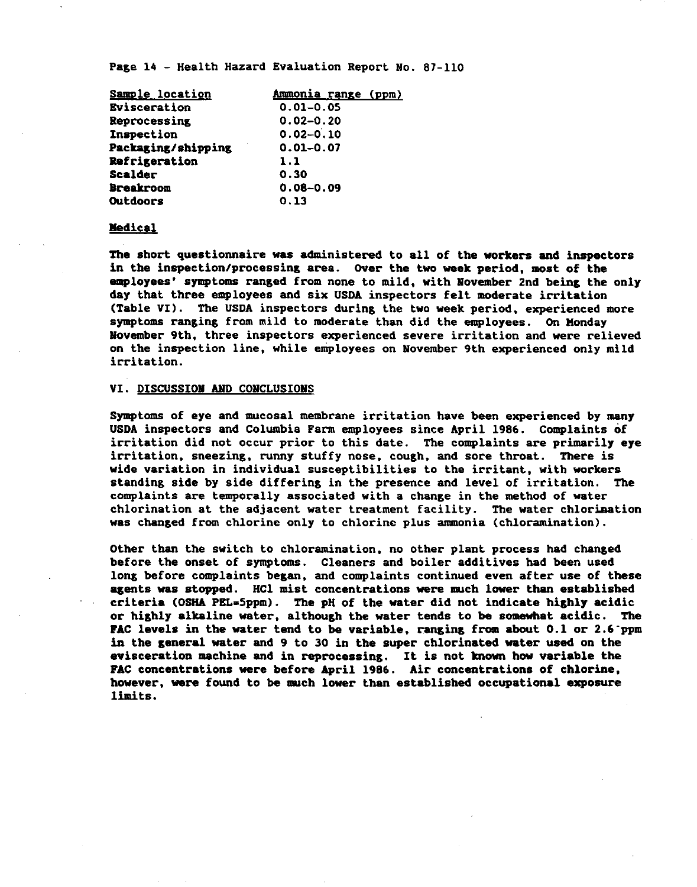| Sample location | Ammonia range (ppm) |
|---|---|
| Evisceration | 0.01-0.05 |
| Reprocessing | 0.02-0.20 |
| Inspection | 0.02-0.10 |
| Packaging/shipping | 0.01-0.07 |
| Refrigeration | 1.1 |
| Scalder | 0.30 |
| Breakroom | 0.08-0.09 |
| Outdoors | 0.13 |

## Medical

The short questionnaire was administered to all of the workers and inspectors in the inspection/processing area. Over the two week period, most of the employees' symptoms ranged from none to mild, with November 2nd being the only day that three employees and six USDA inspectors felt moderate irritation (Table VI). The USDA inspectors during the two week period, experienced more symptoms ranging from mild to moderate than did the employees. On Monday November 9th, three inspectors experienced severe irritation and were relieved on the inspection line, while employees on November 9th experienced only mild irritation.

## VI. DISCUSSION AND CONCLUSIONS

Symptoms of eye and mucosal membrane irritation have been experienced by many USDA inspectors and Columbia Farm employees since April 1986. Complaints of irritation did not occur prior to this date. The complaints are primarily eye irritation, sneezing, runny stuffy nose, cough, and sore throat. There is wide variation in individual susceptibilities to the irritant, with workers standing side by side differing in the presence and level of irritation. The complaints are temporally associated with a change in the method of water chlorination at the adjacent water treatment facility. The water chlorination was changed from chlorine only to chlorine plus ammonia (chloramination).

Other than the switch to chloramination, no other plant process had changed before the onset of symptoms. Cleaners and boiler additives had been used long before complaints began, and complaints continued even after use of these agents was stopped. HCl mist concentrations were much lower than established criteria (OSHA PEL=5ppm). The pH of the water did not indicate highly acidic or highly alkaline water, although the water tends to be somewhat acidic. The FAC levels in the water tend to be variable, ranging from about 0.1 or 2.6 ppm in the general water and 9 to 30 in the super chlorinated water used on the evisceration machine and in reprocessing. It is not known how variable the FAC concentrations were before April 1986. Air concentrations of chlorine, however, were found to be much lower than established occupational exposure limits.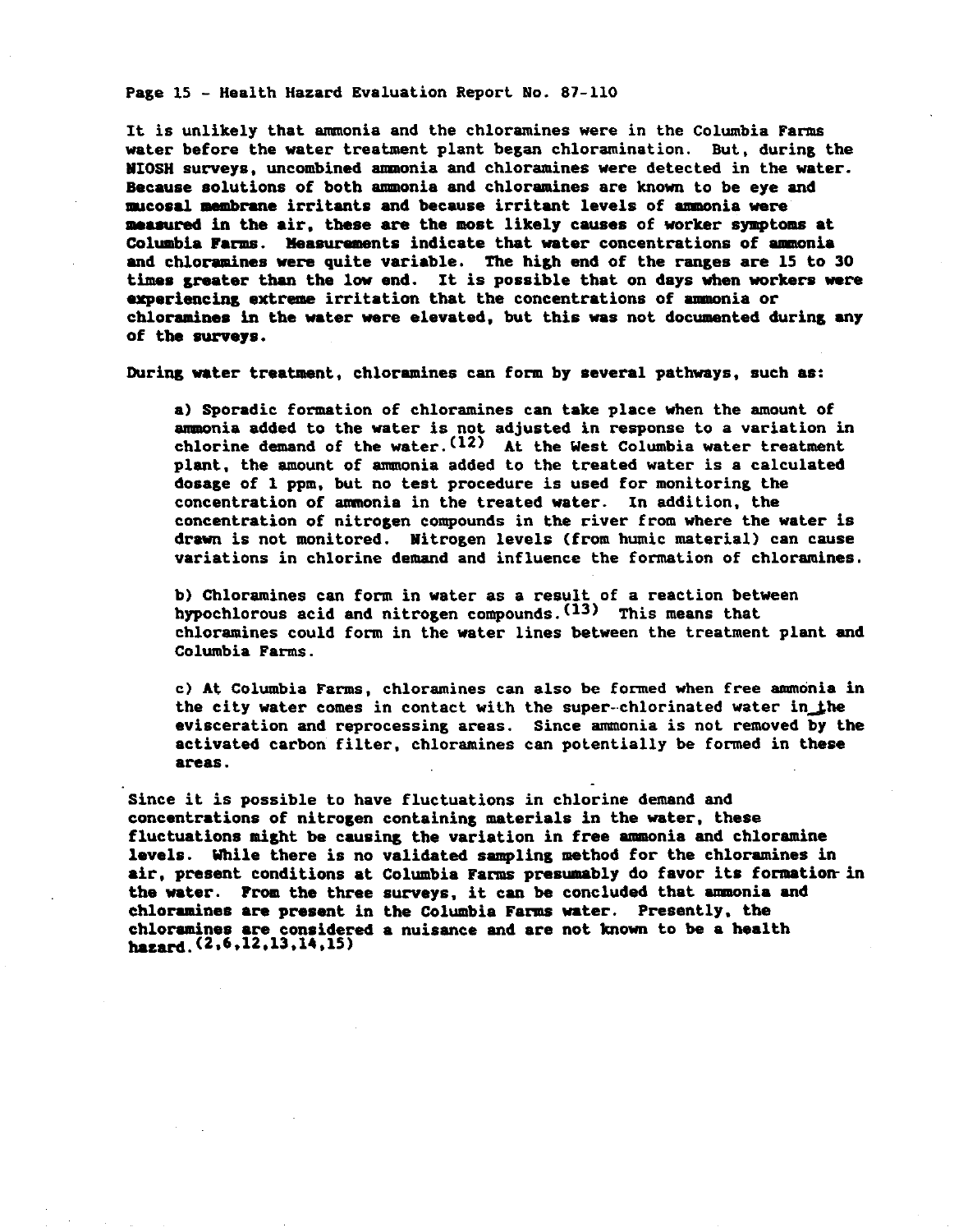It is unlikely that ammonia and the chloramines were in the Columbia Farms water before the water treatment plant began chloramination. But, during the NIOSH surveys, uncombined ammonia and chloramines were detected in the water. Because solutions of both ammonia and chloramines are known to be eye and mucosal membrane irritants and because irritant levels of ammonia were measured in the air, these are the most likely causes of worker symptoms at Columbia Farms. Measurements indicate that water concentrations of ammonia and chloramines were quite variable. The high end of the ranges are 15 to 30 times greater than the low end. It is possible that on days when workers were experiencing extreme irritation that the concentrations of ammonia or chloramines in the water were elevated, but this was not documented during any of the surveys.

During water treatment, chloramines can form by several pathways, such as:

a) Sporadic formation of chloramines can take place when the amount of ammonia added to the water is not adjusted in response to a variation in chlorine demand of the water.[12] At the West Columbia water treatment plant, the amount of ammonia added to the treated water is a calculated dosage of 1 ppm, but no test procedure is used for monitoring the concentration of ammonia in the treated water. In addition, the concentration of nitrogen compounds in the river from where the water is drawn is not monitored. Nitrogen levels (from humic material) can cause variations in chlorine demand and influence the formation of chloramines.

b) Chloramines can form in water as a result of a reaction between hypochlorous acid and nitrogen compounds.[13] This means that chloramines could form in the water lines between the treatment plant and Columbia Farms.

c) At Columbia Farms, chloramines can also be formed when free ammonia in the city water comes in contact with the super-chlorinated water in the evisceration and reprocessing areas. Since ammonia is not removed by the activated carbon filter, chloramines can potentially be formed in these areas.

Since it is possible to have fluctuations in chlorine demand and concentrations of nitrogen containing materials in the water, these fluctuations might be causing the variation in free ammonia and chloramine levels. While there is no validated sampling method for the chloramines in air, present conditions at Columbia Farms presumably do favor its formation in the water. From the three surveys, it can be concluded that ammonia and chloramines are present in the Columbia Farms water. Presently, the chloramines are considered a nuisance and are not known to be a health hazard.[2,6,12,13,14,15]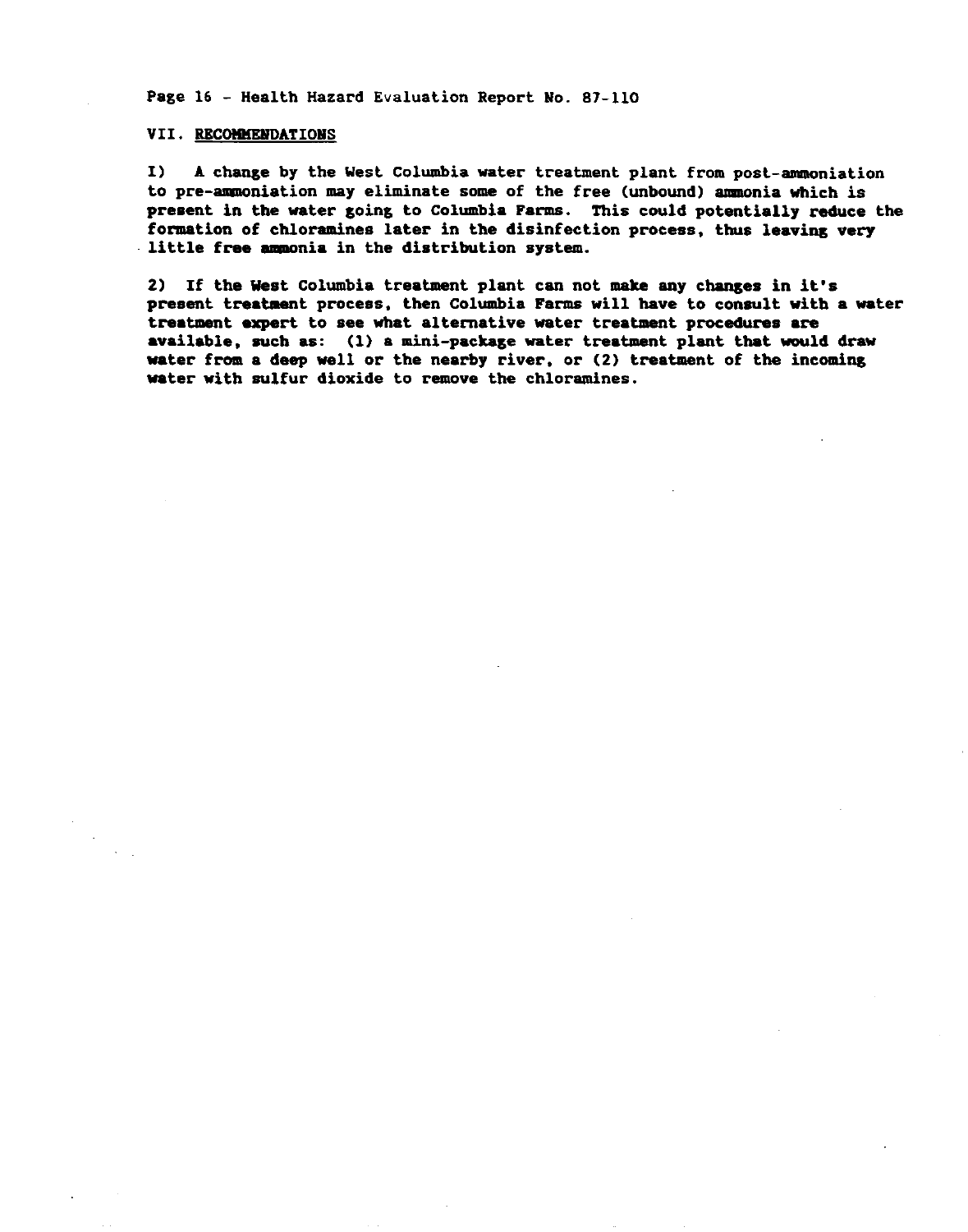## VII. RECOMMENDATIONS

1) A change by the West Columbia water treatment plant from post-ammoniation to pre-ammoniation may eliminate some of the free (unbound) ammonia which is present in the water going to Columbia Farms. This could potentially reduce the formation of chloramines later in the disinfection process, thus leaving very little free ammonia in the distribution system.

2) If the West Columbia treatment plant can not make any changes in it's present treatment process, then Columbia Farms will have to consult with a water treatment expert to see what alternative water treatment procedures are available, such as: (1) a mini-package water treatment plant that would draw water from a deep well or the nearby river, or (2) treatment of the incoming water with sulfur dioxide to remove the chloramines.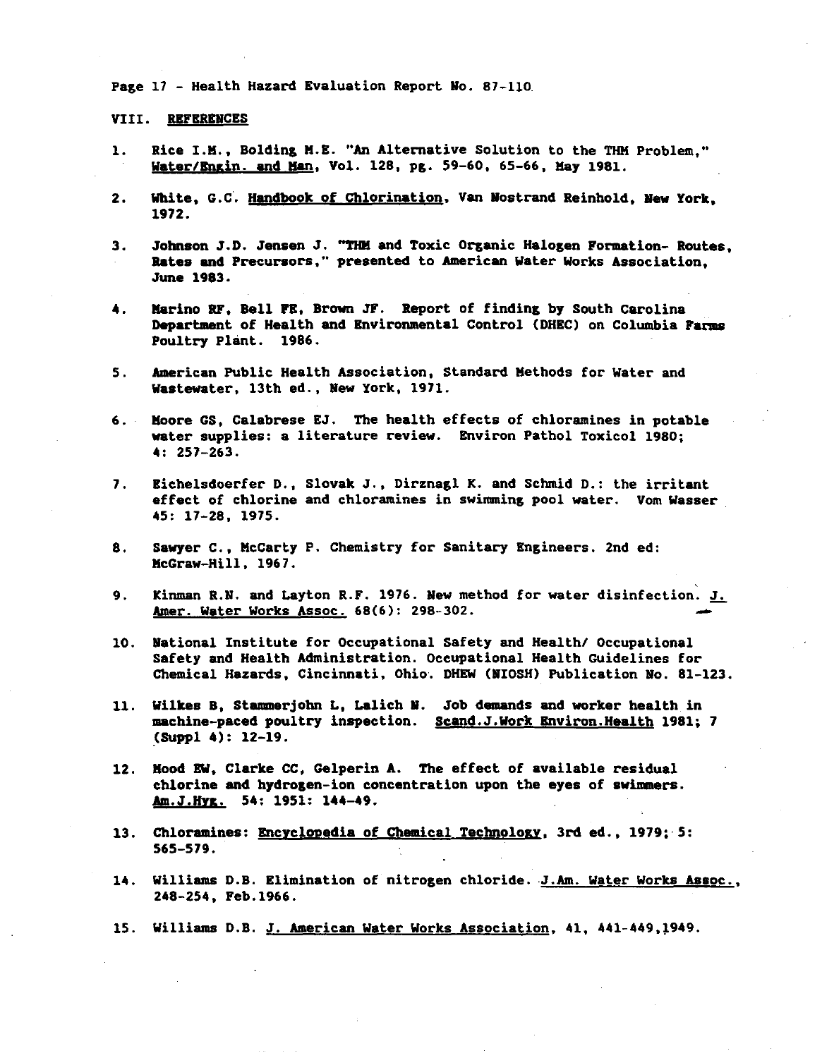## VIII. REFERENCES

1. Rice I.M., Bolding M.E. "An Alternative Solution to the THM Problem," Water/Engin. and Man, Vol. 128, pg. 59-60, 65-66, May 1981.

2. White, G.C. Handbook of Chlorination, Van Nostrand Reinhold, New York, 1972.

3. Johnson J.D. Jensen J. "THM and Toxic Organic Halogen Formation- Routes, Rates and Precursors," presented to American Water Works Association, June 1983.

4. Marino RF, Bell FE, Brown JF. Report of finding by South Carolina Department of Health and Environmental Control (DHEC) on Columbia Farms Poultry Plant. 1986.

5. American Public Health Association, Standard Methods for Water and Wastewater, 13th ed., New York, 1971.

6. Moore GS, Calabrese EJ. The health effects of chloramines in potable water supplies: a literature review. Environ Pathol Toxicol 1980; 4: 257-263.

7. Eichelsdoerfer D., Slovak J., Dirznagl K. and Schmid D.: the irritant effect of chlorine and chloramines in swimming pool water. Vom Wasser 45: 17-28, 1975.

8. Sawyer C., McCarty P. Chemistry for Sanitary Engineers. 2nd ed: McGraw-Hill, 1967.

9. Kinman R.N. and Layton R.F. 1976. New method for water disinfection. J. Amer. Water Works Assoc. 68(6): 298-302.

10. National Institute for Occupational Safety and Health/ Occupational Safety and Health Administration. Occupational Health Guidelines for Chemical Hazards, Cincinnati, Ohio. DHEW (NIOSH) Publication No. 81-123.

11. Wilkes B, Stammerjohn L, Lalich N. Job demands and worker health in machine-paced poultry inspection. Scand.J.Work Environ.Health 1981; 7 (Suppl 4): 12-19.

12. Mood EW, Clarke CC, Gelperin A. The effect of available residual chlorine and hydrogen-ion concentration upon the eyes of swimmers. Am.J.Hyg. 54: 1951: 144-49.

13. Chloramines: Encyclopedia of Chemical Technology, 3rd ed., 1979; 5: 565-579.

14. Williams D.B. Elimination of nitrogen chloride. J.Am. Water Works Assoc., 248-254, Feb.1966.

15. Williams D.B. J. American Water Works Association, 41, 441-449,1949.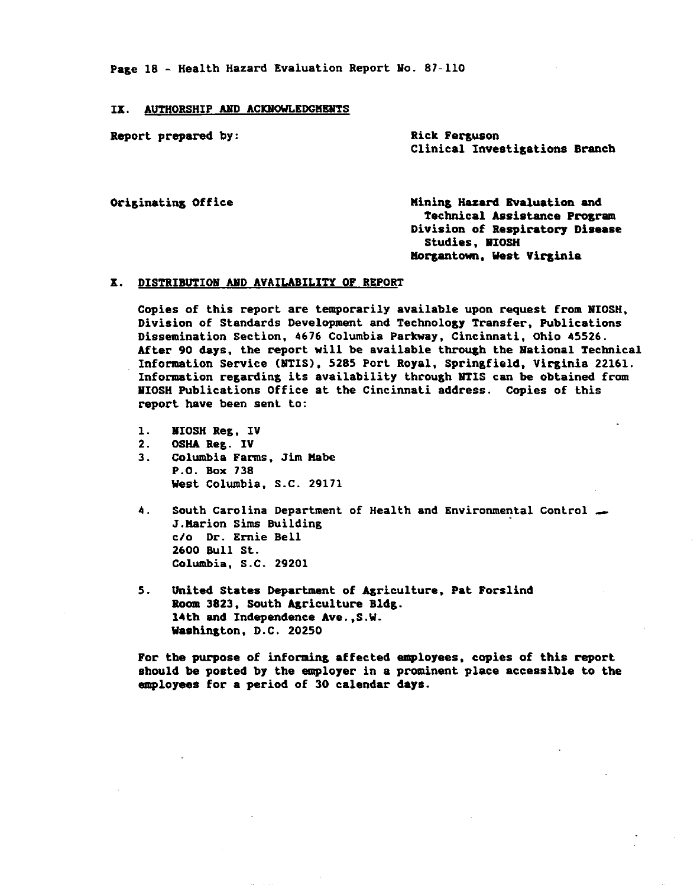## IX. AUTHORSHIP AND ACKNOWLEDGMENTS

**Report prepared by:** Rick Ferguson
Clinical Investigations Branch

**Originating Office** Mining Hazard Evaluation and Technical Assistance Program
Division of Respiratory Disease Studies, NIOSH
Morgantown, West Virginia

## X. DISTRIBUTION AND AVAILABILITY OF REPORT

Copies of this report are temporarily available upon request from NIOSH, Division of Standards Development and Technology Transfer, Publications Dissemination Section, 4676 Columbia Parkway, Cincinnati, Ohio 45526. After 90 days, the report will be available through the National Technical Information Service (NTIS), 5285 Port Royal, Springfield, Virginia 22161. Information regarding its availability through NTIS can be obtained from NIOSH Publications Office at the Cincinnati address. Copies of this report have been sent to:

1. NIOSH Reg, IV
2. OSHA Reg. IV
3. Columbia Farms, Jim Mabe
   P.O. Box 738
   West Columbia, S.C. 29171
4. South Carolina Department of Health and Environmental Control
   J.Marion Sims Building
   c/o Dr. Ernie Bell
   2600 Bull St.
   Columbia, S.C. 29201
5. United States Department of Agriculture, Pat Forslind
   Room 3823, South Agriculture Bldg.
   14th and Independence Ave.,S.W.
   Washington, D.C. 20250

For the purpose of informing affected employees, copies of this report should be posted by the employer in a prominent place accessible to the employees for a period of 30 calendar days.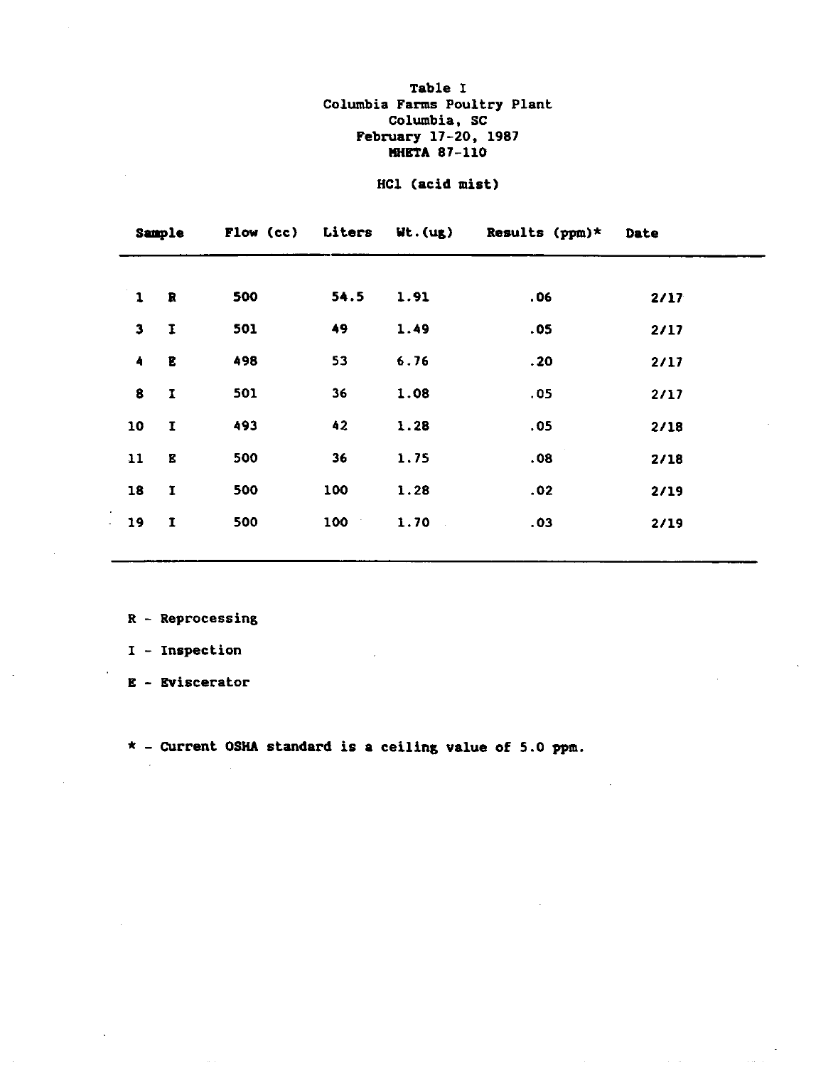Table I
Columbia Farms Poultry Plant
Columbia, SC
February 17-20, 1987
MHETA 87-110

HCl (acid mist)

| Sample | | Flow (cc) | Liters | Wt.(ug) | Results (ppm)* | Date |
|---|---|---|---|---|---|---|
| 1 | R | 500 | 54.5 | 1.91 | .06 | 2/17 |
| 3 | I | 501 | 49 | 1.49 | .05 | 2/17 |
| 4 | E | 498 | 53 | 6.76 | .20 | 2/17 |
| 8 | I | 501 | 36 | 1.08 | .05 | 2/17 |
| 10 | I | 493 | 42 | 1.28 | .05 | 2/18 |
| 11 | E | 500 | 36 | 1.75 | .08 | 2/18 |
| 18 | I | 500 | 100 | 1.28 | .02 | 2/19 |
| 19 | I | 500 | 100 | 1.70 | .03 | 2/19 |

R - Reprocessing

I - Inspection

E - Eviscerator

* - Current OSHA standard is a ceiling value of 5.0 ppm.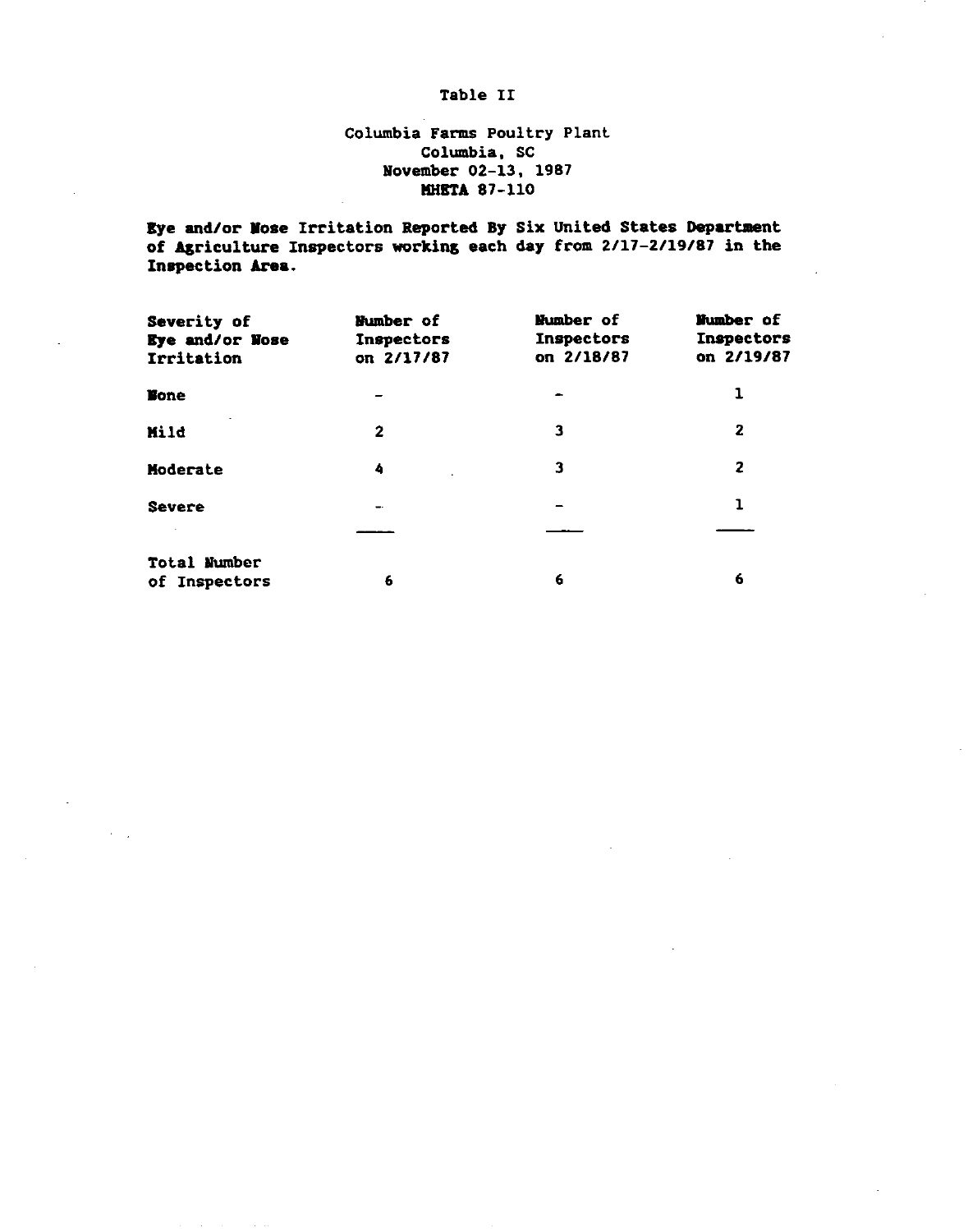Table II

Columbia Farms Poultry Plant
Columbia, SC
November 02-13, 1987
MHETA 87-110

**Eye and/or Nose Irritation Reported By Six United States Department of Agriculture Inspectors working each day from 2/17-2/19/87 in the Inspection Area.**

| Severity of Eye and/or Nose Irritation | Number of Inspectors on 2/17/87 | Number of Inspectors on 2/18/87 | Number of Inspectors on 2/19/87 |
|---|---|---|---|
| None | - | - | 1 |
| Mild | 2 | 3 | 2 |
| Moderate | 4 | 3 | 2 |
| Severe | - | - | 1 |
| Total Number of Inspectors | 6 | 6 | 6 |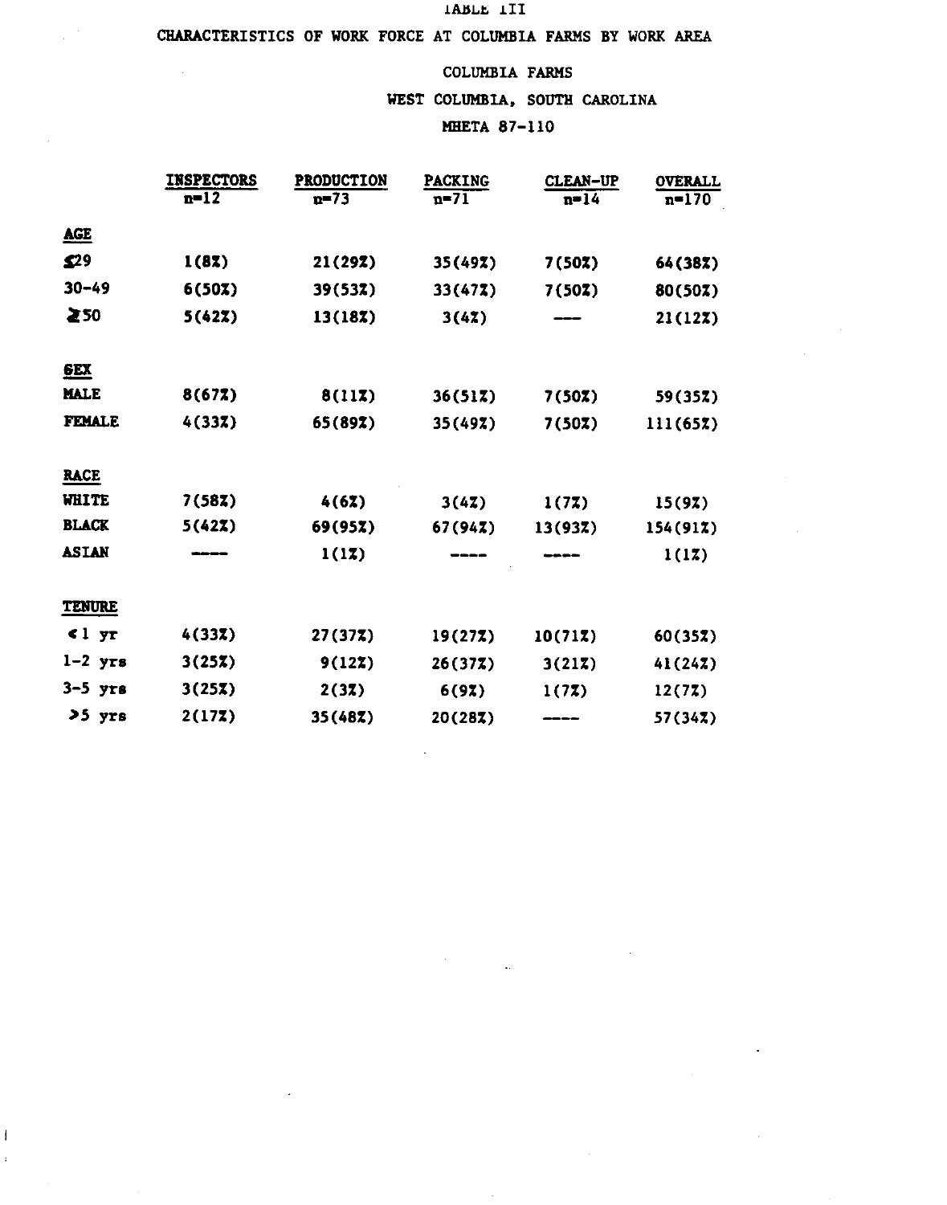TABLE III

CHARACTERISTICS OF WORK FORCE AT COLUMBIA FARMS BY WORK AREA

COLUMBIA FARMS

WEST COLUMBIA, SOUTH CAROLINA

MHETA 87-110

| | INSPECTORS n=12 | PRODUCTION n=73 | PACKING n=71 | CLEAN-UP n=14 | OVERALL n=170 |
|---|---|---|---|---|---|
| **AGE** | | | | | |
| ≤29 | 1(8%) | 21(29%) | 35(49%) | 7(50%) | 64(38%) |
| 30-49 | 6(50%) | 39(53%) | 33(47%) | 7(50%) | 80(50%) |
| ≥50 | 5(42%) | 13(18%) | 3(4%) | --- | 21(12%) |
| **SEX** | | | | | |
| MALE | 8(67%) | 8(11%) | 36(51%) | 7(50%) | 59(35%) |
| FEMALE | 4(33%) | 65(89%) | 35(49%) | 7(50%) | 111(65%) |
| **RACE** | | | | | |
| WHITE | 7(58%) | 4(6%) | 3(4%) | 1(7%) | 15(9%) |
| BLACK | 5(42%) | 69(95%) | 67(94%) | 13(93%) | 154(91%) |
| ASIAN | ---- | 1(1%) | ---- | ---- | 1(1%) |
| **TENURE** | | | | | |
| <1 yr | 4(33%) | 27(37%) | 19(27%) | 10(71%) | 60(35%) |
| 1-2 yrs | 3(25%) | 9(12%) | 26(37%) | 3(21%) | 41(24%) |
| 3-5 yrs | 3(25%) | 2(3%) | 6(9%) | 1(7%) | 12(7%) |
| >5 yrs | 2(17%) | 35(48%) | 20(28%) | ---- | 57(34%) |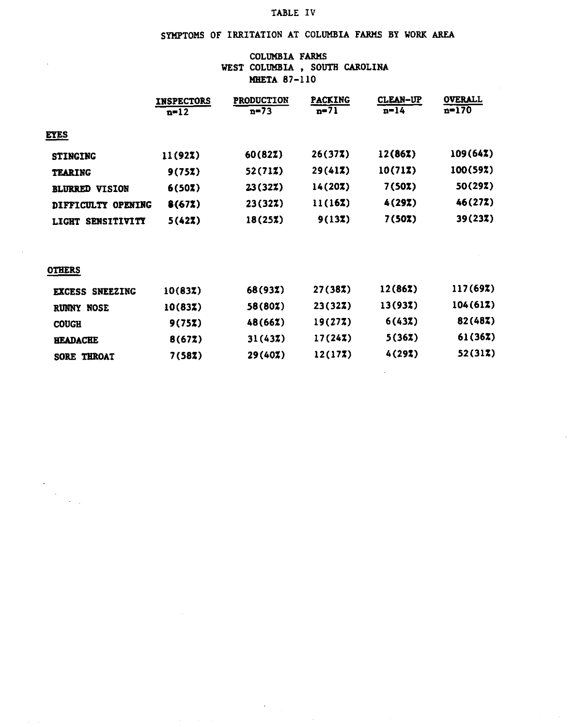TABLE IV

SYMPTOMS OF IRRITATION AT COLUMBIA FARMS BY WORK AREA

COLUMBIA FARMS
WEST COLUMBIA , SOUTH CAROLINA
MHETA 87-110

| | INSPECTORS n=12 | PRODUCTION n=73 | PACKING n=71 | CLEAN-UP n=14 | OVERALL n=170 |
|---|---|---|---|---|---|
| **EYES** | | | | | |
| STINGING | 11(92%) | 60(82%) | 26(37%) | 12(86%) | 109(64%) |
| TEARING | 9(75%) | 52(71%) | 29(41%) | 10(71%) | 100(59%) |
| BLURRED VISION | 6(50%) | 23(32%) | 14(20%) | 7(50%) | 50(29%) |
| DIFFICULTY OPENING | 8(67%) | 23(32%) | 11(16%) | 4(29%) | 46(27%) |
| LIGHT SENSITIVITY | 5(42%) | 18(25%) | 9(13%) | 7(50%) | 39(23%) |
| **OTHERS** | | | | | |
| EXCESS SNEEZING | 10(83%) | 68(93%) | 27(38%) | 12(86%) | 117(69%) |
| RUNNY NOSE | 10(83%) | 58(80%) | 23(32%) | 13(93%) | 104(61%) |
| COUGH | 9(75%) | 48(66%) | 19(27%) | 6(43%) | 82(48%) |
| HEADACHE | 8(67%) | 31(43%) | 17(24%) | 5(36%) | 61(36%) |
| SORE THROAT | 7(58%) | 29(40%) | 12(17%) | 4(29%) | 52(31%) |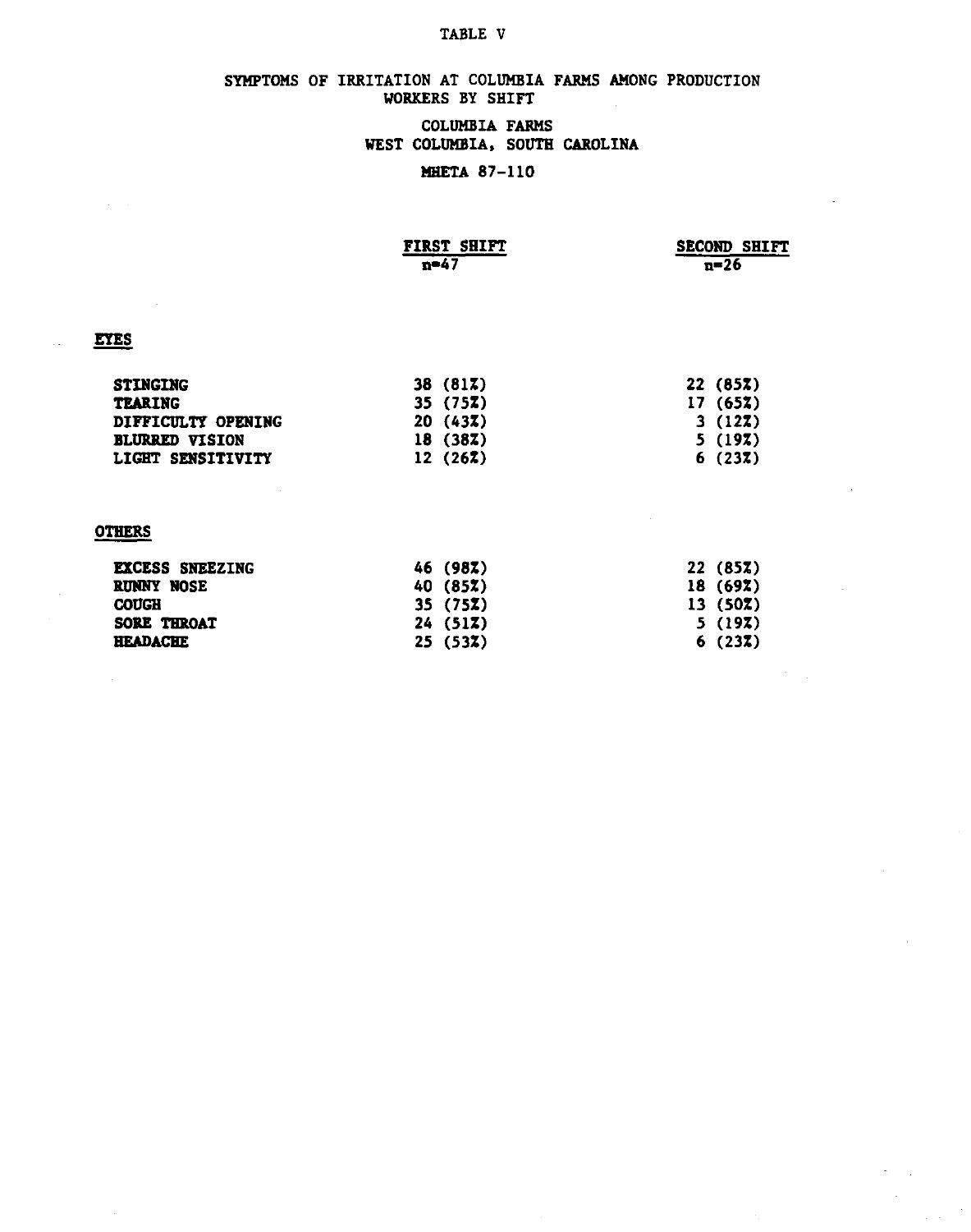# TABLE V

## SYMPTOMS OF IRRITATION AT COLUMBIA FARMS AMONG PRODUCTION WORKERS BY SHIFT

COLUMBIA FARMS
WEST COLUMBIA, SOUTH CAROLINA

MHETA 87-110

| | FIRST SHIFT n=47 | SECOND SHIFT n=26 |
|---|---|---|
| **EYES** | | |
| STINGING | 38 (81%) | 22 (85%) |
| TEARING | 35 (75%) | 17 (65%) |
| DIFFICULTY OPENING | 20 (43%) | 3 (12%) |
| BLURRED VISION | 18 (38%) | 5 (19%) |
| LIGHT SENSITIVITY | 12 (26%) | 6 (23%) |
| **OTHERS** | | |
| EXCESS SNEEZING | 46 (98%) | 22 (85%) |
| RUNNY NOSE | 40 (85%) | 18 (69%) |
| COUGH | 35 (75%) | 13 (50%) |
| SORE THROAT | 24 (51%) | 5 (19%) |
| HEADACHE | 25 (53%) | 6 (23%) |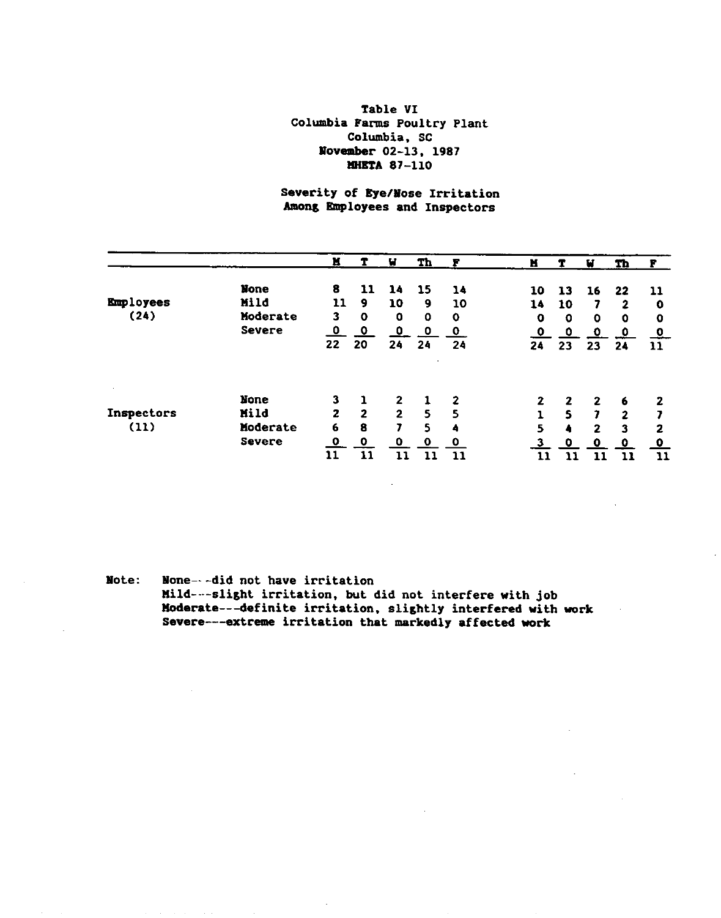**Table VI**
**Columbia Farms Poultry Plant**
**Columbia, SC**
**November 02-13, 1987**
**MHETA 87-110**

**Severity of Eye/Nose Irritation Among Employees and Inspectors**

| | | M | T | W | Th | F | M | T | W | Th | F |
|---|---|---|---|---|---|---|---|---|---|---|---|
| Employees (24) | None | 8 | 11 | 14 | 15 | 14 | 10 | 13 | 16 | 22 | 11 |
| | Mild | 11 | 9 | 10 | 9 | 10 | 14 | 10 | 7 | 2 | 0 |
| | Moderate | 3 | 0 | 0 | 0 | 0 | 0 | 0 | 0 | 0 | 0 |
| | Severe | 0 | 0 | 0 | 0 | 0 | 0 | 0 | 0 | 0 | 0 |
| | | 22 | 20 | 24 | 24 | 24 | 24 | 23 | 23 | 24 | 11 |
| Inspectors (11) | None | 3 | 1 | 2 | 1 | 2 | 2 | 2 | 2 | 6 | 2 |
| | Mild | 2 | 2 | 2 | 5 | 5 | 1 | 5 | 7 | 2 | 7 |
| | Moderate | 6 | 8 | 7 | 5 | 4 | 5 | 4 | 2 | 3 | 2 |
| | Severe | 0 | 0 | 0 | 0 | 0 | 3 | 0 | 0 | 0 | 0 |
| | | 11 | 11 | 11 | 11 | 11 | 11 | 11 | 11 | 11 | 11 |

Note: None---did not have irritation
Mild---slight irritation, but did not interfere with job
Moderate---definite irritation, slightly interfered with work
Severe---extreme irritation that markedly affected work